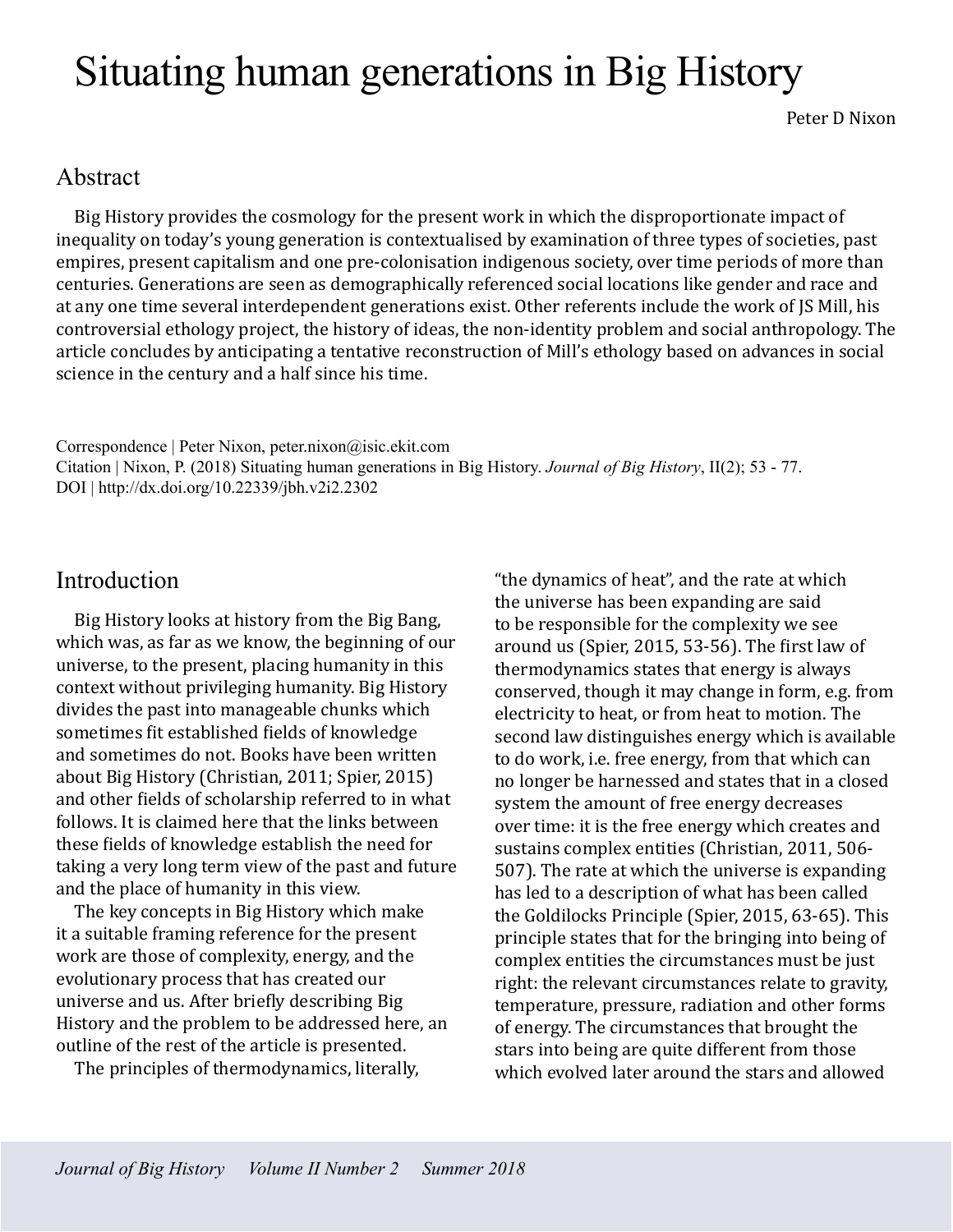# Situating human generations in Big History

Peter D Nixon

## Abstract

Big History provides the cosmology for the present work in which the disproportionate impact of inequality on today's young generation is contextualised by examination of three types of societies, past empires, present capitalism and one pre-colonisation indigenous society, over time periods of more than centuries. Generations are seen as demographically referenced social locations like gender and race and at any one time several interdependent generations exist. Other referents include the work of JS Mill, his controversial ethology project, the history of ideas, the non-identity problem and social anthropology. The article concludes by anticipating a tentative reconstruction of Mill's ethology based on advances in social science in the century and a half since his time.

Correspondence | Peter Nixon, peter.nixon@isic.ekit.com
Citation | Nixon, P. (2018) Situating human generations in Big History. *Journal of Big History*, II(2); 53 - 77.
DOI | http://dx.doi.org/10.22339/jbh.v2i2.2302

## Introduction

Big History looks at history from the Big Bang, which was, as far as we know, the beginning of our universe, to the present, placing humanity in this context without privileging humanity. Big History divides the past into manageable chunks which sometimes fit established fields of knowledge and sometimes do not. Books have been written about Big History (Christian, 2011; Spier, 2015) and other fields of scholarship referred to in what follows. It is claimed here that the links between these fields of knowledge establish the need for taking a very long term view of the past and future and the place of humanity in this view.

The key concepts in Big History which make it a suitable framing reference for the present work are those of complexity, energy, and the evolutionary process that has created our universe and us. After briefly describing Big History and the problem to be addressed here, an outline of the rest of the article is presented.

The principles of thermodynamics, literally, "the dynamics of heat", and the rate at which the universe has been expanding are said to be responsible for the complexity we see around us (Spier, 2015, 53-56). The first law of thermodynamics states that energy is always conserved, though it may change in form, e.g. from electricity to heat, or from heat to motion. The second law distinguishes energy which is available to do work, i.e. free energy, from that which can no longer be harnessed and states that in a closed system the amount of free energy decreases over time: it is the free energy which creates and sustains complex entities (Christian, 2011, 506-507). The rate at which the universe is expanding has led to a description of what has been called the Goldilocks Principle (Spier, 2015, 63-65). This principle states that for the bringing into being of complex entities the circumstances must be just right: the relevant circumstances relate to gravity, temperature, pressure, radiation and other forms of energy. The circumstances that brought the stars into being are quite different from those which evolved later around the stars and allowed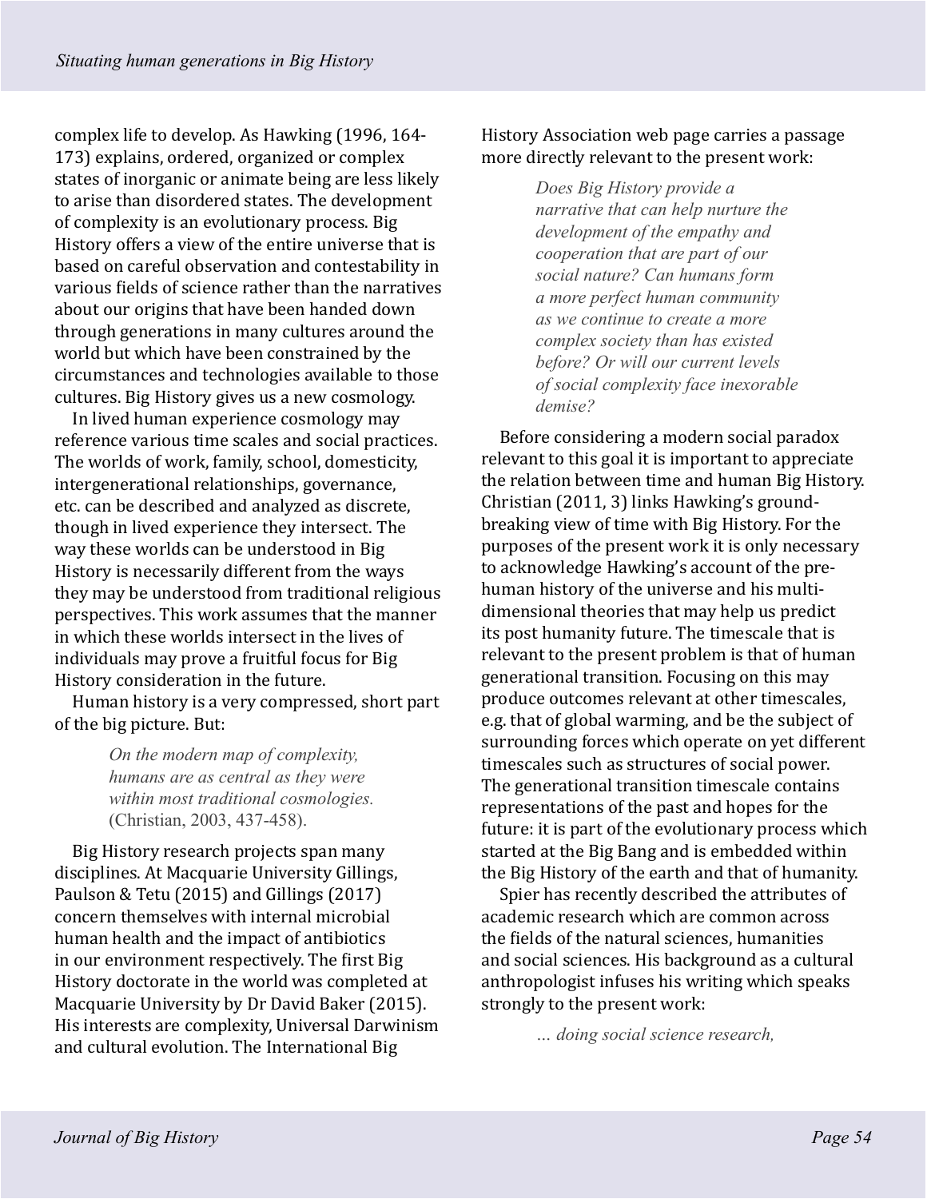complex life to develop. As Hawking (1996, 164-173) explains, ordered, organized or complex states of inorganic or animate being are less likely to arise than disordered states. The development of complexity is an evolutionary process. Big History offers a view of the entire universe that is based on careful observation and contestability in various fields of science rather than the narratives about our origins that have been handed down through generations in many cultures around the world but which have been constrained by the circumstances and technologies available to those cultures. Big History gives us a new cosmology.

In lived human experience cosmology may reference various time scales and social practices. The worlds of work, family, school, domesticity, intergenerational relationships, governance, etc. can be described and analyzed as discrete, though in lived experience they intersect. The way these worlds can be understood in Big History is necessarily different from the ways they may be understood from traditional religious perspectives. This work assumes that the manner in which these worlds intersect in the lives of individuals may prove a fruitful focus for Big History consideration in the future.

Human history is a very compressed, short part of the big picture. But:

> *On the modern map of complexity, humans are as central as they were within most traditional cosmologies.* (Christian, 2003, 437-458).

Big History research projects span many disciplines. At Macquarie University Gillings, Paulson & Tetu (2015) and Gillings (2017) concern themselves with internal microbial human health and the impact of antibiotics in our environment respectively. The first Big History doctorate in the world was completed at Macquarie University by Dr David Baker (2015). His interests are complexity, Universal Darwinism and cultural evolution. The International Big History Association web page carries a passage more directly relevant to the present work:

> *Does Big History provide a narrative that can help nurture the development of the empathy and cooperation that are part of our social nature? Can humans form a more perfect human community as we continue to create a more complex society than has existed before? Or will our current levels of social complexity face inexorable demise?*

Before considering a modern social paradox relevant to this goal it is important to appreciate the relation between time and human Big History. Christian (2011, 3) links Hawking's ground-breaking view of time with Big History. For the purposes of the present work it is only necessary to acknowledge Hawking's account of the pre-human history of the universe and his multi-dimensional theories that may help us predict its post humanity future. The timescale that is relevant to the present problem is that of human generational transition. Focusing on this may produce outcomes relevant at other timescales, e.g. that of global warming, and be the subject of surrounding forces which operate on yet different timescales such as structures of social power. The generational transition timescale contains representations of the past and hopes for the future: it is part of the evolutionary process which started at the Big Bang and is embedded within the Big History of the earth and that of humanity.

Spier has recently described the attributes of academic research which are common across the fields of the natural sciences, humanities and social sciences. His background as a cultural anthropologist infuses his writing which speaks strongly to the present work:

> *… doing social science research,*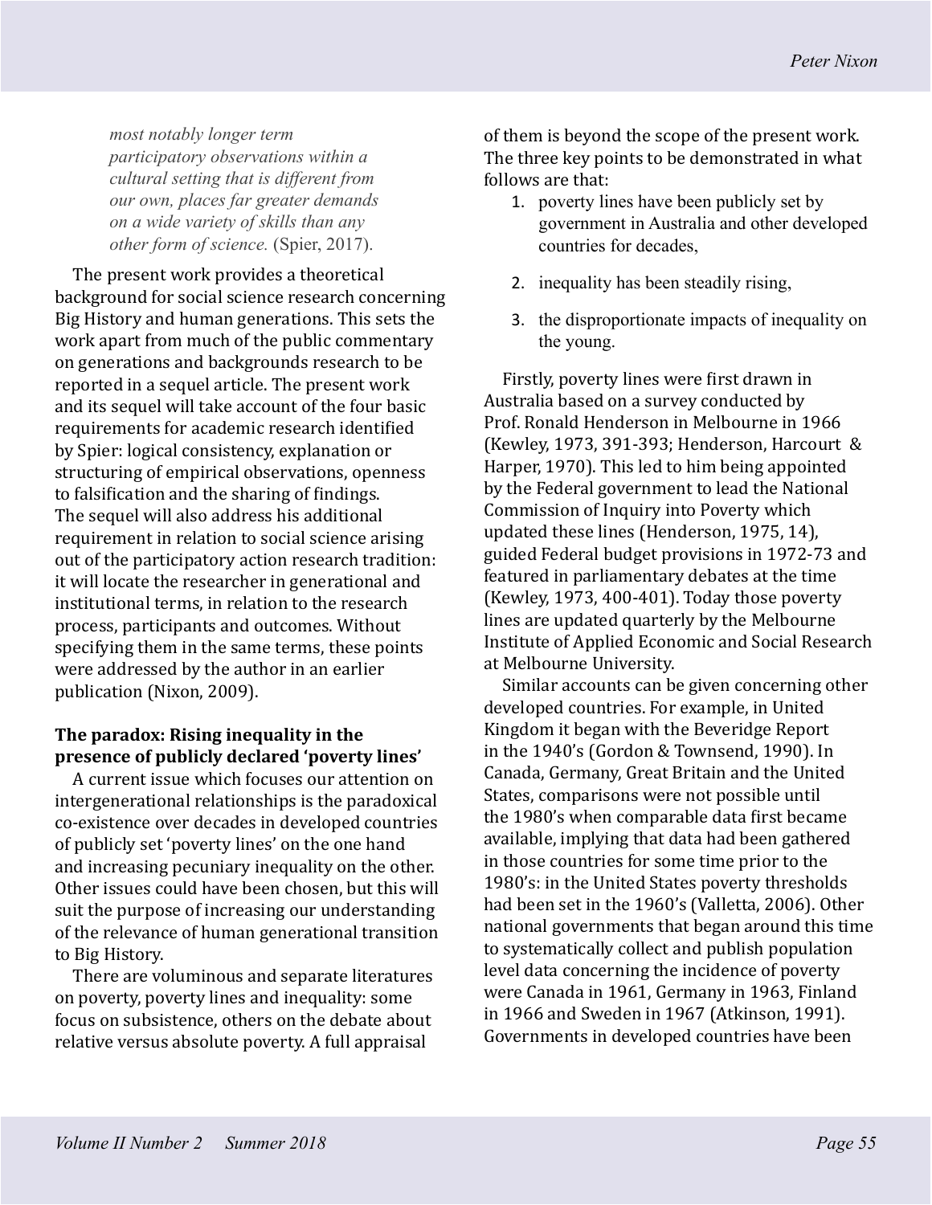*most notably longer term participatory observations within a cultural setting that is different from our own, places far greater demands on a wide variety of skills than any other form of science.* (Spier, 2017).

The present work provides a theoretical background for social science research concerning Big History and human generations. This sets the work apart from much of the public commentary on generations and backgrounds research to be reported in a sequel article. The present work and its sequel will take account of the four basic requirements for academic research identified by Spier: logical consistency, explanation or structuring of empirical observations, openness to falsification and the sharing of findings. The sequel will also address his additional requirement in relation to social science arising out of the participatory action research tradition: it will locate the researcher in generational and institutional terms, in relation to the research process, participants and outcomes. Without specifying them in the same terms, these points were addressed by the author in an earlier publication (Nixon, 2009).

### The paradox: Rising inequality in the presence of publicly declared 'poverty lines'

A current issue which focuses our attention on intergenerational relationships is the paradoxical co-existence over decades in developed countries of publicly set 'poverty lines' on the one hand and increasing pecuniary inequality on the other. Other issues could have been chosen, but this will suit the purpose of increasing our understanding of the relevance of human generational transition to Big History.

There are voluminous and separate literatures on poverty, poverty lines and inequality: some focus on subsistence, others on the debate about relative versus absolute poverty. A full appraisal of them is beyond the scope of the present work. The three key points to be demonstrated in what follows are that:

1. poverty lines have been publicly set by government in Australia and other developed countries for decades,
2. inequality has been steadily rising,
3. the disproportionate impacts of inequality on the young.

Firstly, poverty lines were first drawn in Australia based on a survey conducted by Prof. Ronald Henderson in Melbourne in 1966 (Kewley, 1973, 391-393; Henderson, Harcourt & Harper, 1970). This led to him being appointed by the Federal government to lead the National Commission of Inquiry into Poverty which updated these lines (Henderson, 1975, 14), guided Federal budget provisions in 1972-73 and featured in parliamentary debates at the time (Kewley, 1973, 400-401). Today those poverty lines are updated quarterly by the Melbourne Institute of Applied Economic and Social Research at Melbourne University.

Similar accounts can be given concerning other developed countries. For example, in United Kingdom it began with the Beveridge Report in the 1940's (Gordon & Townsend, 1990). In Canada, Germany, Great Britain and the United States, comparisons were not possible until the 1980's when comparable data first became available, implying that data had been gathered in those countries for some time prior to the 1980's: in the United States poverty thresholds had been set in the 1960's (Valletta, 2006). Other national governments that began around this time to systematically collect and publish population level data concerning the incidence of poverty were Canada in 1961, Germany in 1963, Finland in 1966 and Sweden in 1967 (Atkinson, 1991). Governments in developed countries have been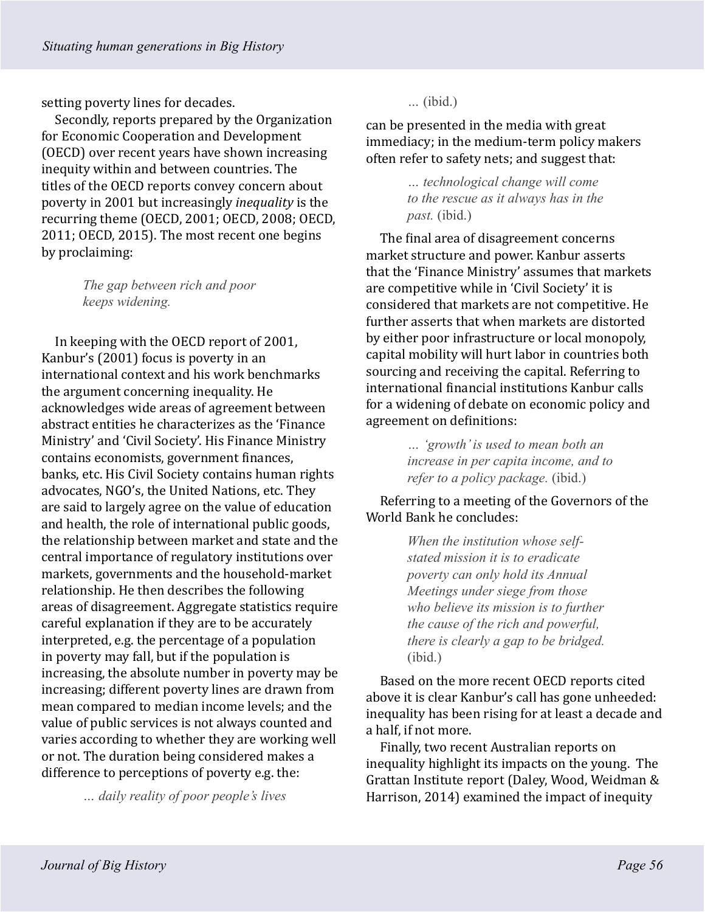setting poverty lines for decades.

Secondly, reports prepared by the Organization for Economic Cooperation and Development (OECD) over recent years have shown increasing inequity within and between countries. The titles of the OECD reports convey concern about poverty in 2001 but increasingly *inequality* is the recurring theme (OECD, 2001; OECD, 2008; OECD, 2011; OECD, 2015). The most recent one begins by proclaiming:

> *The gap between rich and poor keeps widening.*

In keeping with the OECD report of 2001, Kanbur's (2001) focus is poverty in an international context and his work benchmarks the argument concerning inequality. He acknowledges wide areas of agreement between abstract entities he characterizes as the 'Finance Ministry' and 'Civil Society'. His Finance Ministry contains economists, government finances, banks, etc. His Civil Society contains human rights advocates, NGO's, the United Nations, etc. They are said to largely agree on the value of education and health, the role of international public goods, the relationship between market and state and the central importance of regulatory institutions over markets, governments and the household-market relationship. He then describes the following areas of disagreement. Aggregate statistics require careful explanation if they are to be accurately interpreted, e.g. the percentage of a population in poverty may fall, but if the population is increasing, the absolute number in poverty may be increasing; different poverty lines are drawn from mean compared to median income levels; and the value of public services is not always counted and varies according to whether they are working well or not. The duration being considered makes a difference to perceptions of poverty e.g. the:

> *… daily reality of poor people's lives …* (ibid.)

can be presented in the media with great immediacy; in the medium-term policy makers often refer to safety nets; and suggest that:

> *… technological change will come to the rescue as it always has in the past.* (ibid.)

The final area of disagreement concerns market structure and power. Kanbur asserts that the 'Finance Ministry' assumes that markets are competitive while in 'Civil Society' it is considered that markets are not competitive. He further asserts that when markets are distorted by either poor infrastructure or local monopoly, capital mobility will hurt labor in countries both sourcing and receiving the capital. Referring to international financial institutions Kanbur calls for a widening of debate on economic policy and agreement on definitions:

> *… 'growth' is used to mean both an increase in per capita income, and to refer to a policy package.* (ibid.)

Referring to a meeting of the Governors of the World Bank he concludes:

> *When the institution whose self-stated mission it is to eradicate poverty can only hold its Annual Meetings under siege from those who believe its mission is to further the cause of the rich and powerful, there is clearly a gap to be bridged.* (ibid.)

Based on the more recent OECD reports cited above it is clear Kanbur's call has gone unheeded: inequality has been rising for at least a decade and a half, if not more.

Finally, two recent Australian reports on inequality highlight its impacts on the young. The Grattan Institute report (Daley, Wood, Weidman & Harrison, 2014) examined the impact of inequity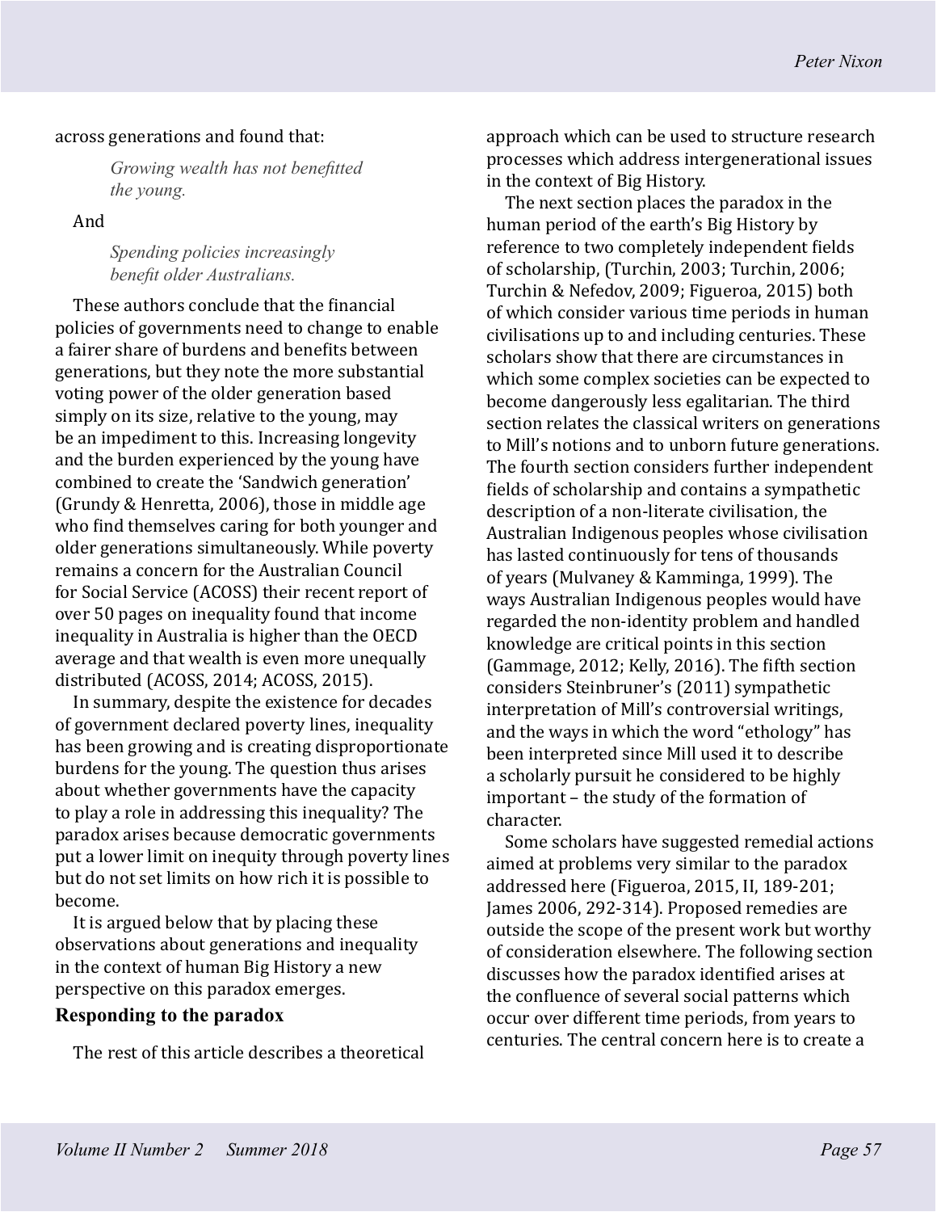across generations and found that:

> *Growing wealth has not benefitted the young.*

And

> *Spending policies increasingly benefit older Australians.*

These authors conclude that the financial policies of governments need to change to enable a fairer share of burdens and benefits between generations, but they note the more substantial voting power of the older generation based simply on its size, relative to the young, may be an impediment to this. Increasing longevity and the burden experienced by the young have combined to create the 'Sandwich generation' (Grundy & Henretta, 2006), those in middle age who find themselves caring for both younger and older generations simultaneously. While poverty remains a concern for the Australian Council for Social Service (ACOSS) their recent report of over 50 pages on inequality found that income inequality in Australia is higher than the OECD average and that wealth is even more unequally distributed (ACOSS, 2014; ACOSS, 2015).

In summary, despite the existence for decades of government declared poverty lines, inequality has been growing and is creating disproportionate burdens for the young. The question thus arises about whether governments have the capacity to play a role in addressing this inequality? The paradox arises because democratic governments put a lower limit on inequity through poverty lines but do not set limits on how rich it is possible to become.

It is argued below that by placing these observations about generations and inequality in the context of human Big History a new perspective on this paradox emerges.

## Responding to the paradox

The rest of this article describes a theoretical approach which can be used to structure research processes which address intergenerational issues in the context of Big History.

The next section places the paradox in the human period of the earth's Big History by reference to two completely independent fields of scholarship, (Turchin, 2003; Turchin, 2006; Turchin & Nefedov, 2009; Figueroa, 2015) both of which consider various time periods in human civilisations up to and including centuries. These scholars show that there are circumstances in which some complex societies can be expected to become dangerously less egalitarian. The third section relates the classical writers on generations to Mill's notions and to unborn future generations. The fourth section considers further independent fields of scholarship and contains a sympathetic description of a non-literate civilisation, the Australian Indigenous peoples whose civilisation has lasted continuously for tens of thousands of years (Mulvaney & Kamminga, 1999). The ways Australian Indigenous peoples would have regarded the non-identity problem and handled knowledge are critical points in this section (Gammage, 2012; Kelly, 2016). The fifth section considers Steinbruner's (2011) sympathetic interpretation of Mill's controversial writings, and the ways in which the word "ethology" has been interpreted since Mill used it to describe a scholarly pursuit he considered to be highly important – the study of the formation of character.

Some scholars have suggested remedial actions aimed at problems very similar to the paradox addressed here (Figueroa, 2015, II, 189-201; James 2006, 292-314). Proposed remedies are outside the scope of the present work but worthy of consideration elsewhere. The following section discusses how the paradox identified arises at the confluence of several social patterns which occur over different time periods, from years to centuries. The central concern here is to create a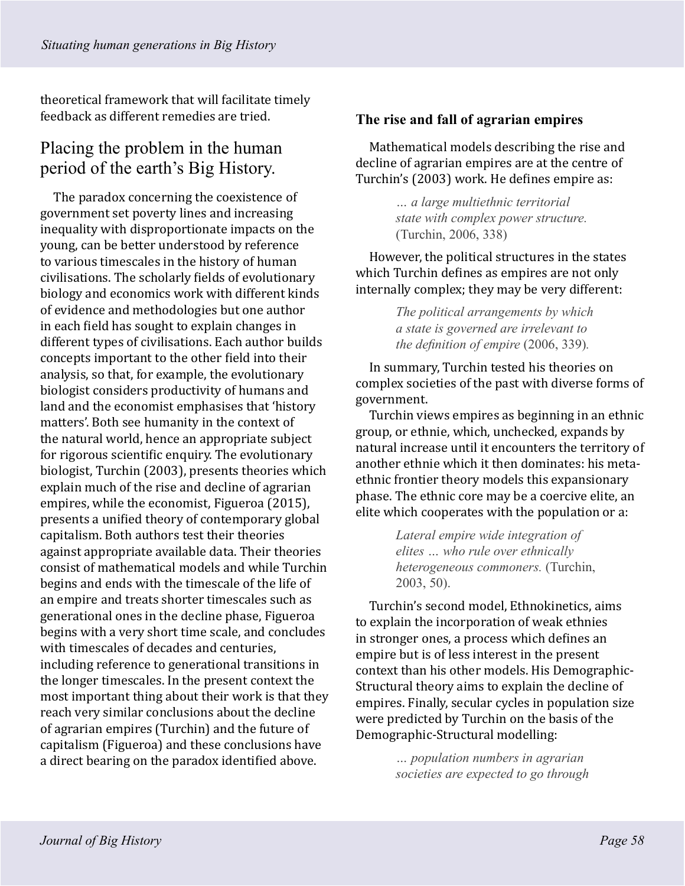theoretical framework that will facilitate timely feedback as different remedies are tried.

## Placing the problem in the human period of the earth's Big History.

The paradox concerning the coexistence of government set poverty lines and increasing inequality with disproportionate impacts on the young, can be better understood by reference to various timescales in the history of human civilisations. The scholarly fields of evolutionary biology and economics work with different kinds of evidence and methodologies but one author in each field has sought to explain changes in different types of civilisations. Each author builds concepts important to the other field into their analysis, so that, for example, the evolutionary biologist considers productivity of humans and land and the economist emphasises that 'history matters'. Both see humanity in the context of the natural world, hence an appropriate subject for rigorous scientific enquiry. The evolutionary biologist, Turchin (2003), presents theories which explain much of the rise and decline of agrarian empires, while the economist, Figueroa (2015), presents a unified theory of contemporary global capitalism. Both authors test their theories against appropriate available data. Their theories consist of mathematical models and while Turchin begins and ends with the timescale of the life of an empire and treats shorter timescales such as generational ones in the decline phase, Figueroa begins with a very short time scale, and concludes with timescales of decades and centuries, including reference to generational transitions in the longer timescales. In the present context the most important thing about their work is that they reach very similar conclusions about the decline of agrarian empires (Turchin) and the future of capitalism (Figueroa) and these conclusions have a direct bearing on the paradox identified above.

### The rise and fall of agrarian empires

Mathematical models describing the rise and decline of agrarian empires are at the centre of Turchin's (2003) work. He defines empire as:

> *… a large multiethnic territorial state with complex power structure.* (Turchin, 2006, 338)

However, the political structures in the states which Turchin defines as empires are not only internally complex; they may be very different:

> *The political arrangements by which a state is governed are irrelevant to the definition of empire* (2006, 339).

In summary, Turchin tested his theories on complex societies of the past with diverse forms of government.

Turchin views empires as beginning in an ethnic group, or ethnie, which, unchecked, expands by natural increase until it encounters the territory of another ethnie which it then dominates: his meta-ethnic frontier theory models this expansionary phase. The ethnic core may be a coercive elite, an elite which cooperates with the population or a:

> *Lateral empire wide integration of elites … who rule over ethnically heterogeneous commoners.* (Turchin, 2003, 50).

Turchin's second model, Ethnokinetics, aims to explain the incorporation of weak ethnies in stronger ones, a process which defines an empire but is of less interest in the present context than his other models. His Demographic-Structural theory aims to explain the decline of empires. Finally, secular cycles in population size were predicted by Turchin on the basis of the Demographic-Structural modelling:

> *… population numbers in agrarian societies are expected to go through*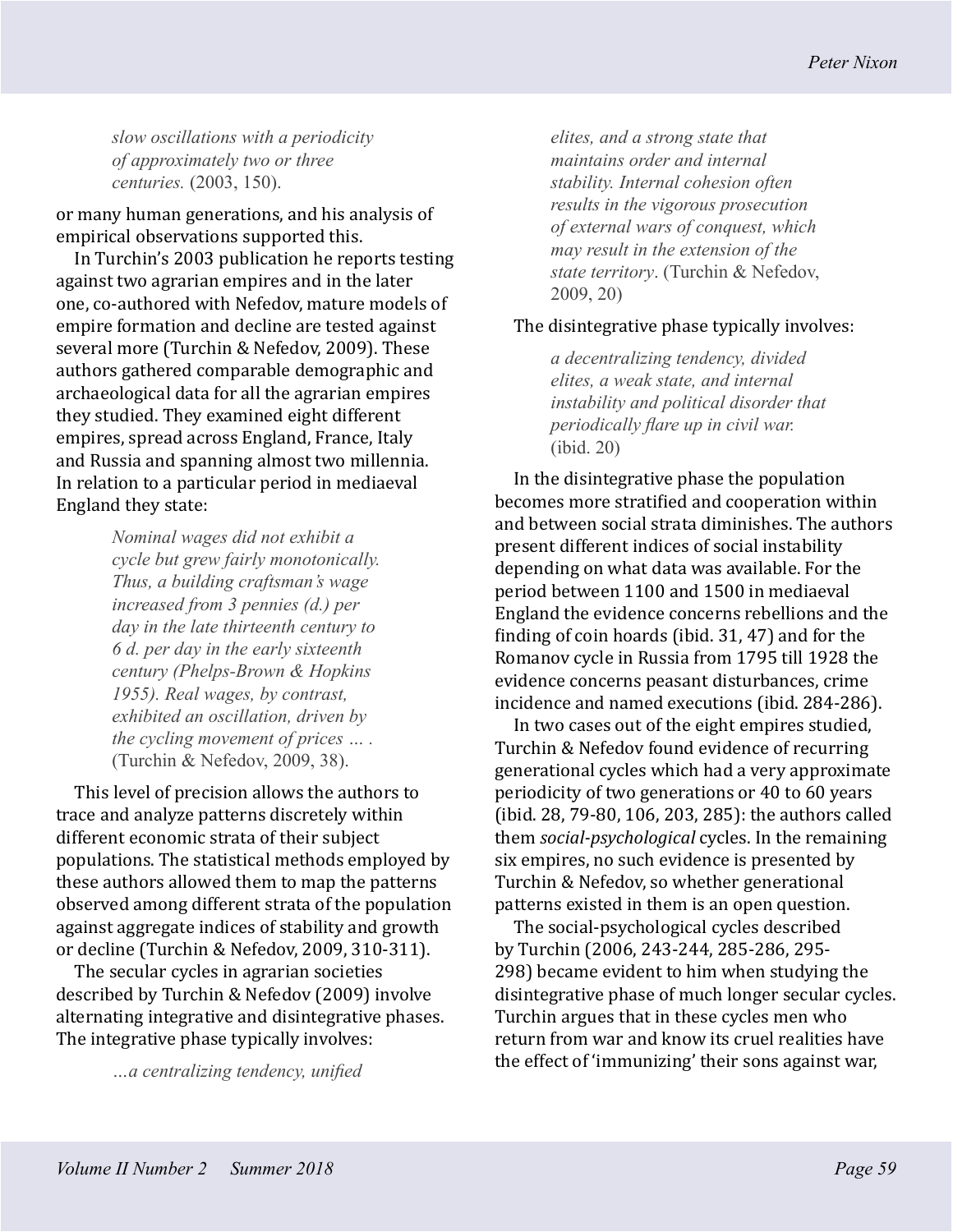> *slow oscillations with a periodicity of approximately two or three centuries.* (2003, 150).

or many human generations, and his analysis of empirical observations supported this.

In Turchin's 2003 publication he reports testing against two agrarian empires and in the later one, co-authored with Nefedov, mature models of empire formation and decline are tested against several more (Turchin & Nefedov, 2009). These authors gathered comparable demographic and archaeological data for all the agrarian empires they studied. They examined eight different empires, spread across England, France, Italy and Russia and spanning almost two millennia. In relation to a particular period in mediaeval England they state:

> *Nominal wages did not exhibit a cycle but grew fairly monotonically. Thus, a building craftsman's wage increased from 3 pennies (d.) per day in the late thirteenth century to 6 d. per day in the early sixteenth century (Phelps-Brown & Hopkins 1955). Real wages, by contrast, exhibited an oscillation, driven by the cycling movement of prices … .* (Turchin & Nefedov, 2009, 38).

This level of precision allows the authors to trace and analyze patterns discretely within different economic strata of their subject populations. The statistical methods employed by these authors allowed them to map the patterns observed among different strata of the population against aggregate indices of stability and growth or decline (Turchin & Nefedov, 2009, 310-311).

The secular cycles in agrarian societies described by Turchin & Nefedov (2009) involve alternating integrative and disintegrative phases. The integrative phase typically involves:

> *…a centralizing tendency, unified elites, and a strong state that maintains order and internal stability. Internal cohesion often results in the vigorous prosecution of external wars of conquest, which may result in the extension of the state territory*. (Turchin & Nefedov, 2009, 20)

The disintegrative phase typically involves:

> *a decentralizing tendency, divided elites, a weak state, and internal instability and political disorder that periodically flare up in civil war.* (ibid. 20)

In the disintegrative phase the population becomes more stratified and cooperation within and between social strata diminishes. The authors present different indices of social instability depending on what data was available. For the period between 1100 and 1500 in mediaeval England the evidence concerns rebellions and the finding of coin hoards (ibid. 31, 47) and for the Romanov cycle in Russia from 1795 till 1928 the evidence concerns peasant disturbances, crime incidence and named executions (ibid. 284-286).

In two cases out of the eight empires studied, Turchin & Nefedov found evidence of recurring generational cycles which had a very approximate periodicity of two generations or 40 to 60 years (ibid. 28, 79-80, 106, 203, 285): the authors called them *social-psychological* cycles. In the remaining six empires, no such evidence is presented by Turchin & Nefedov, so whether generational patterns existed in them is an open question.

The social-psychological cycles described by Turchin (2006, 243-244, 285-286, 295-298) became evident to him when studying the disintegrative phase of much longer secular cycles. Turchin argues that in these cycles men who return from war and know its cruel realities have the effect of 'immunizing' their sons against war,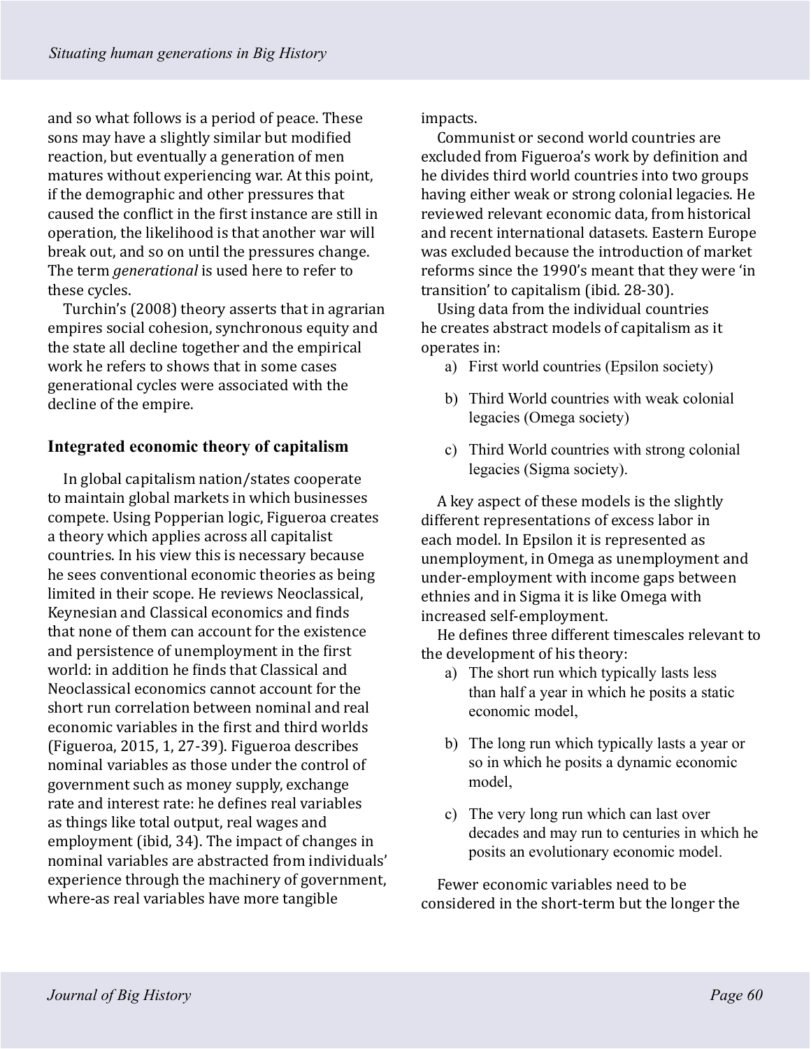and so what follows is a period of peace. These sons may have a slightly similar but modified reaction, but eventually a generation of men matures without experiencing war. At this point, if the demographic and other pressures that caused the conflict in the first instance are still in operation, the likelihood is that another war will break out, and so on until the pressures change. The term *generational* is used here to refer to these cycles.

Turchin's (2008) theory asserts that in agrarian empires social cohesion, synchronous equity and the state all decline together and the empirical work he refers to shows that in some cases generational cycles were associated with the decline of the empire.

### Integrated economic theory of capitalism

In global capitalism nation/states cooperate to maintain global markets in which businesses compete. Using Popperian logic, Figueroa creates a theory which applies across all capitalist countries. In his view this is necessary because he sees conventional economic theories as being limited in their scope. He reviews Neoclassical, Keynesian and Classical economics and finds that none of them can account for the existence and persistence of unemployment in the first world: in addition he finds that Classical and Neoclassical economics cannot account for the short run correlation between nominal and real economic variables in the first and third worlds (Figueroa, 2015, 1, 27-39). Figueroa describes nominal variables as those under the control of government such as money supply, exchange rate and interest rate: he defines real variables as things like total output, real wages and employment (ibid, 34). The impact of changes in nominal variables are abstracted from individuals' experience through the machinery of government, where-as real variables have more tangible impacts.

Communist or second world countries are excluded from Figueroa's work by definition and he divides third world countries into two groups having either weak or strong colonial legacies. He reviewed relevant economic data, from historical and recent international datasets. Eastern Europe was excluded because the introduction of market reforms since the 1990's meant that they were 'in transition' to capitalism (ibid. 28-30).

Using data from the individual countries he creates abstract models of capitalism as it operates in:

a) First world countries (Epsilon society)

b) Third World countries with weak colonial legacies (Omega society)

c) Third World countries with strong colonial legacies (Sigma society).

A key aspect of these models is the slightly different representations of excess labor in each model. In Epsilon it is represented as unemployment, in Omega as unemployment and under-employment with income gaps between ethnies and in Sigma it is like Omega with increased self-employment.

He defines three different timescales relevant to the development of his theory:

a) The short run which typically lasts less than half a year in which he posits a static economic model,

b) The long run which typically lasts a year or so in which he posits a dynamic economic model,

c) The very long run which can last over decades and may run to centuries in which he posits an evolutionary economic model.

Fewer economic variables need to be considered in the short-term but the longer the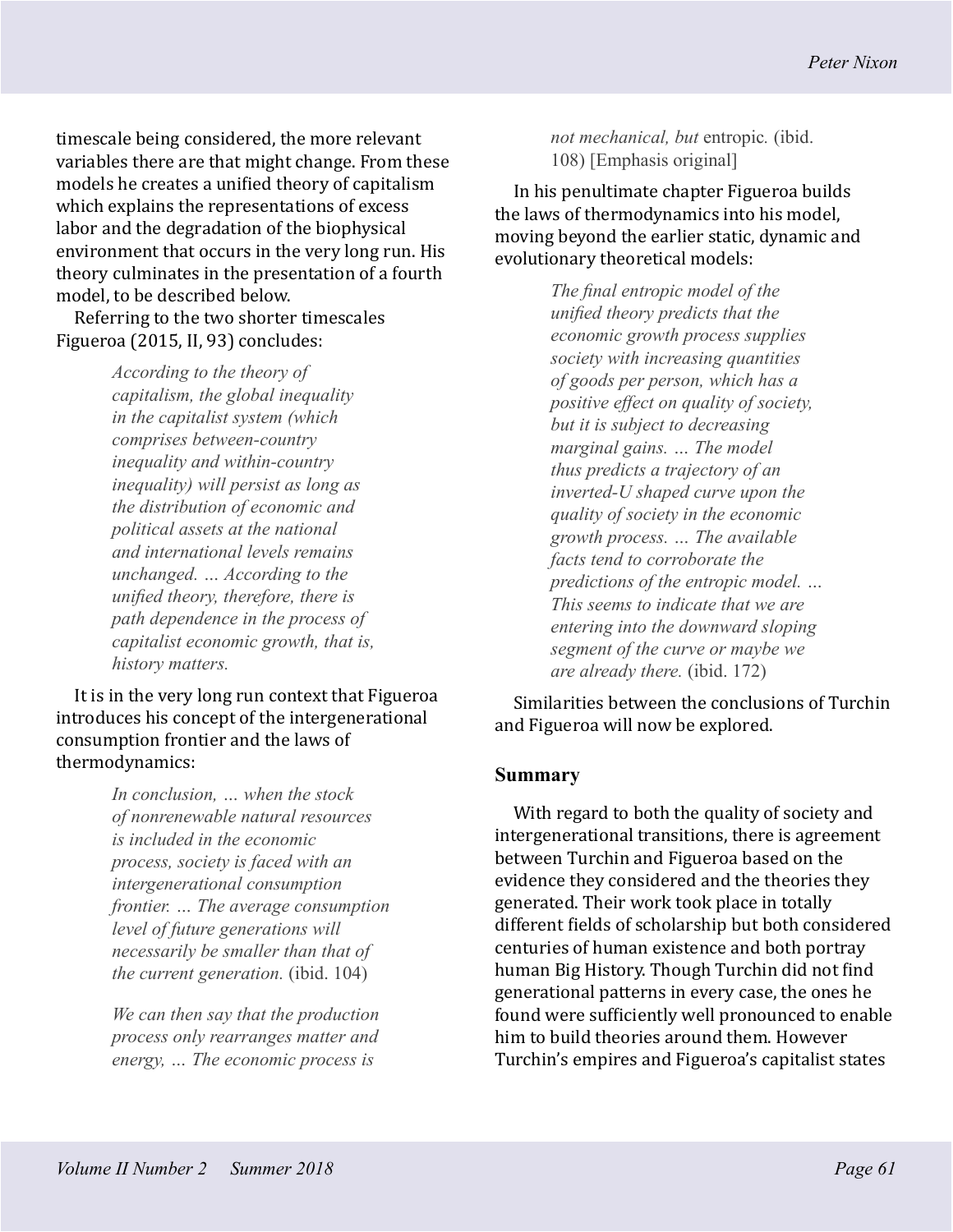timescale being considered, the more relevant variables there are that might change. From these models he creates a unified theory of capitalism which explains the representations of excess labor and the degradation of the biophysical environment that occurs in the very long run. His theory culminates in the presentation of a fourth model, to be described below.

Referring to the two shorter timescales Figueroa (2015, II, 93) concludes:

> *According to the theory of capitalism, the global inequality in the capitalist system (which comprises between-country inequality and within-country inequality) will persist as long as the distribution of economic and political assets at the national and international levels remains unchanged. … According to the unified theory, therefore, there is path dependence in the process of capitalist economic growth, that is, history matters.*

It is in the very long run context that Figueroa introduces his concept of the intergenerational consumption frontier and the laws of thermodynamics:

> *In conclusion, … when the stock of nonrenewable natural resources is included in the economic process, society is faced with an intergenerational consumption frontier. … The average consumption level of future generations will necessarily be smaller than that of the current generation.* (ibid. 104)

> *We can then say that the production process only rearranges matter and energy, … The economic process is not mechanical, but* entropic. (ibid. 108) [Emphasis original]

In his penultimate chapter Figueroa builds the laws of thermodynamics into his model, moving beyond the earlier static, dynamic and evolutionary theoretical models:

> *The final entropic model of the unified theory predicts that the economic growth process supplies society with increasing quantities of goods per person, which has a positive effect on quality of society, but it is subject to decreasing marginal gains. … The model thus predicts a trajectory of an inverted-U shaped curve upon the quality of society in the economic growth process. … The available facts tend to corroborate the predictions of the entropic model. … This seems to indicate that we are entering into the downward sloping segment of the curve or maybe we are already there.* (ibid. 172)

Similarities between the conclusions of Turchin and Figueroa will now be explored.

## Summary

With regard to both the quality of society and intergenerational transitions, there is agreement between Turchin and Figueroa based on the evidence they considered and the theories they generated. Their work took place in totally different fields of scholarship but both considered centuries of human existence and both portray human Big History. Though Turchin did not find generational patterns in every case, the ones he found were sufficiently well pronounced to enable him to build theories around them. However Turchin's empires and Figueroa's capitalist states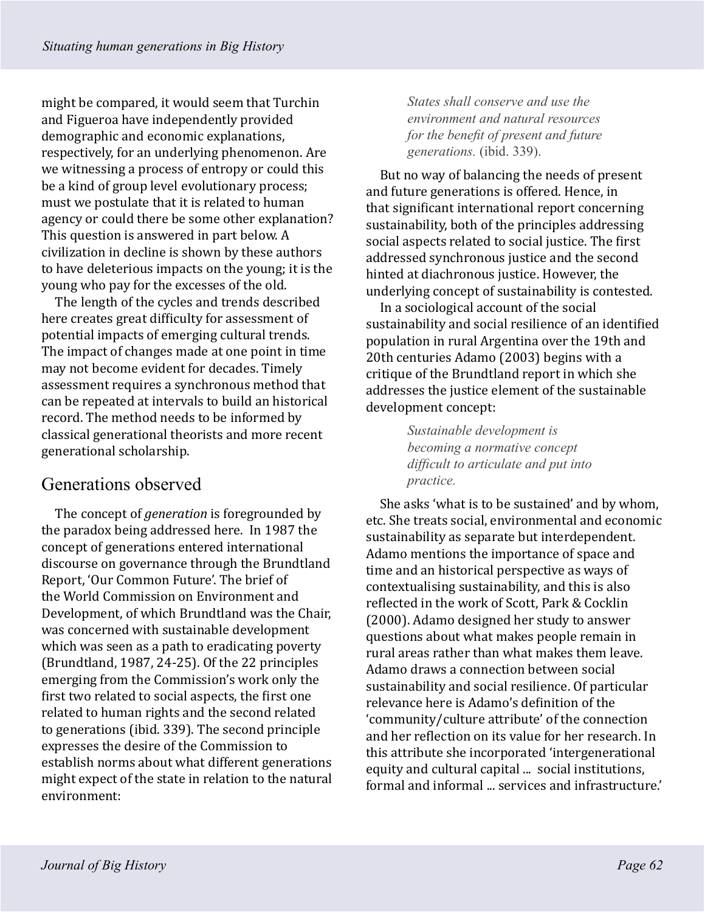might be compared, it would seem that Turchin and Figueroa have independently provided demographic and economic explanations, respectively, for an underlying phenomenon. Are we witnessing a process of entropy or could this be a kind of group level evolutionary process; must we postulate that it is related to human agency or could there be some other explanation? This question is answered in part below. A civilization in decline is shown by these authors to have deleterious impacts on the young; it is the young who pay for the excesses of the old.

The length of the cycles and trends described here creates great difficulty for assessment of potential impacts of emerging cultural trends. The impact of changes made at one point in time may not become evident for decades. Timely assessment requires a synchronous method that can be repeated at intervals to build an historical record. The method needs to be informed by classical generational theorists and more recent generational scholarship.

## Generations observed

The concept of *generation* is foregrounded by the paradox being addressed here. In 1987 the concept of generations entered international discourse on governance through the Brundtland Report, 'Our Common Future'. The brief of the World Commission on Environment and Development, of which Brundtland was the Chair, was concerned with sustainable development which was seen as a path to eradicating poverty (Brundtland, 1987, 24-25). Of the 22 principles emerging from the Commission's work only the first two related to social aspects, the first one related to human rights and the second related to generations (ibid. 339). The second principle expresses the desire of the Commission to establish norms about what different generations might expect of the state in relation to the natural environment:

> *States shall conserve and use the environment and natural resources for the benefit of present and future generations.* (ibid. 339).

But no way of balancing the needs of present and future generations is offered. Hence, in that significant international report concerning sustainability, both of the principles addressing social aspects related to social justice. The first addressed synchronous justice and the second hinted at diachronous justice. However, the underlying concept of sustainability is contested.

In a sociological account of the social sustainability and social resilience of an identified population in rural Argentina over the 19th and 20th centuries Adamo (2003) begins with a critique of the Brundtland report in which she addresses the justice element of the sustainable development concept:

> *Sustainable development is becoming a normative concept difficult to articulate and put into practice.*

She asks 'what is to be sustained' and by whom, etc. She treats social, environmental and economic sustainability as separate but interdependent. Adamo mentions the importance of space and time and an historical perspective as ways of contextualising sustainability, and this is also reflected in the work of Scott, Park & Cocklin (2000). Adamo designed her study to answer questions about what makes people remain in rural areas rather than what makes them leave. Adamo draws a connection between social sustainability and social resilience. Of particular relevance here is Adamo's definition of the 'community/culture attribute' of the connection and her reflection on its value for her research. In this attribute she incorporated 'intergenerational equity and cultural capital ... social institutions, formal and informal ... services and infrastructure.'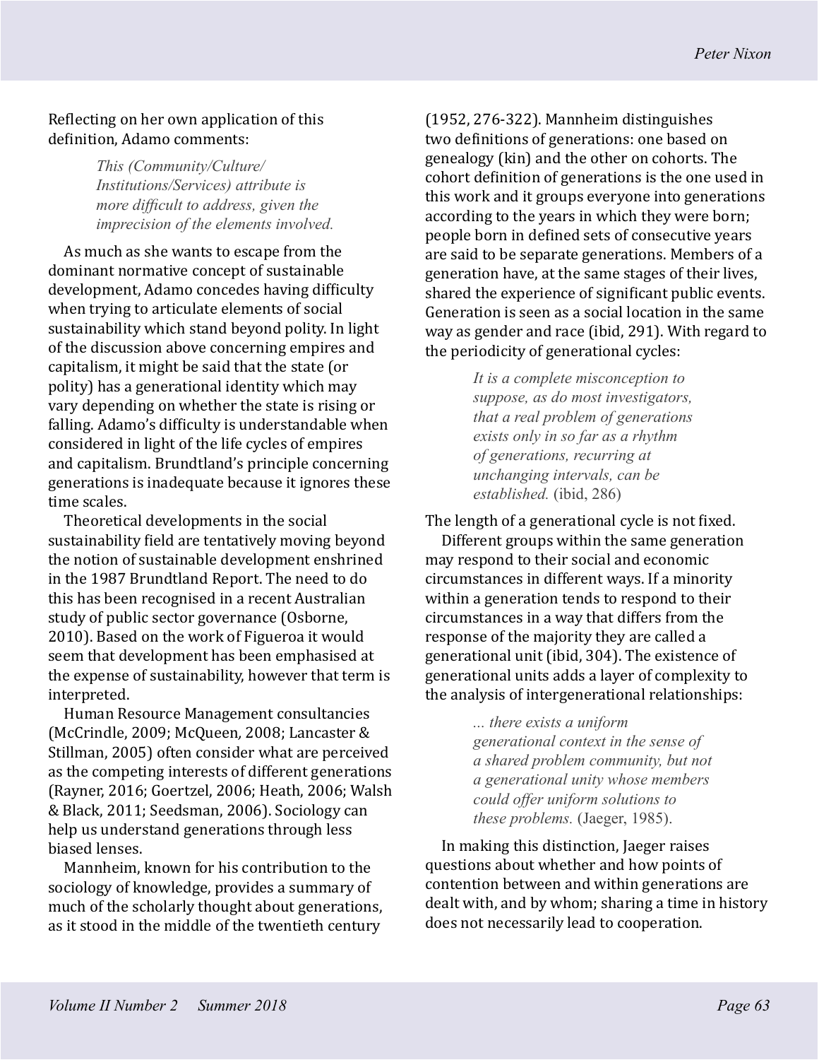Reflecting on her own application of this definition, Adamo comments:

> *This (Community/Culture/Institutions/Services) attribute is more difficult to address, given the imprecision of the elements involved.*

As much as she wants to escape from the dominant normative concept of sustainable development, Adamo concedes having difficulty when trying to articulate elements of social sustainability which stand beyond polity. In light of the discussion above concerning empires and capitalism, it might be said that the state (or polity) has a generational identity which may vary depending on whether the state is rising or falling. Adamo's difficulty is understandable when considered in light of the life cycles of empires and capitalism. Brundtland's principle concerning generations is inadequate because it ignores these time scales.

Theoretical developments in the social sustainability field are tentatively moving beyond the notion of sustainable development enshrined in the 1987 Brundtland Report. The need to do this has been recognised in a recent Australian study of public sector governance (Osborne, 2010). Based on the work of Figueroa it would seem that development has been emphasised at the expense of sustainability, however that term is interpreted.

Human Resource Management consultancies (McCrindle, 2009; McQueen, 2008; Lancaster & Stillman, 2005) often consider what are perceived as the competing interests of different generations (Rayner, 2016; Goertzel, 2006; Heath, 2006; Walsh & Black, 2011; Seedsman, 2006). Sociology can help us understand generations through less biased lenses.

Mannheim, known for his contribution to the sociology of knowledge, provides a summary of much of the scholarly thought about generations, as it stood in the middle of the twentieth century (1952, 276-322). Mannheim distinguishes two definitions of generations: one based on genealogy (kin) and the other on cohorts. The cohort definition of generations is the one used in this work and it groups everyone into generations according to the years in which they were born; people born in defined sets of consecutive years are said to be separate generations. Members of a generation have, at the same stages of their lives, shared the experience of significant public events. Generation is seen as a social location in the same way as gender and race (ibid, 291). With regard to the periodicity of generational cycles:

> *It is a complete misconception to suppose, as do most investigators, that a real problem of generations exists only in so far as a rhythm of generations, recurring at unchanging intervals, can be established.* (ibid, 286)

The length of a generational cycle is not fixed.

Different groups within the same generation may respond to their social and economic circumstances in different ways. If a minority within a generation tends to respond to their circumstances in a way that differs from the response of the majority they are called a generational unit (ibid, 304). The existence of generational units adds a layer of complexity to the analysis of intergenerational relationships:

> *... there exists a uniform generational context in the sense of a shared problem community, but not a generational unity whose members could offer uniform solutions to these problems.* (Jaeger, 1985).

In making this distinction, Jaeger raises questions about whether and how points of contention between and within generations are dealt with, and by whom; sharing a time in history does not necessarily lead to cooperation.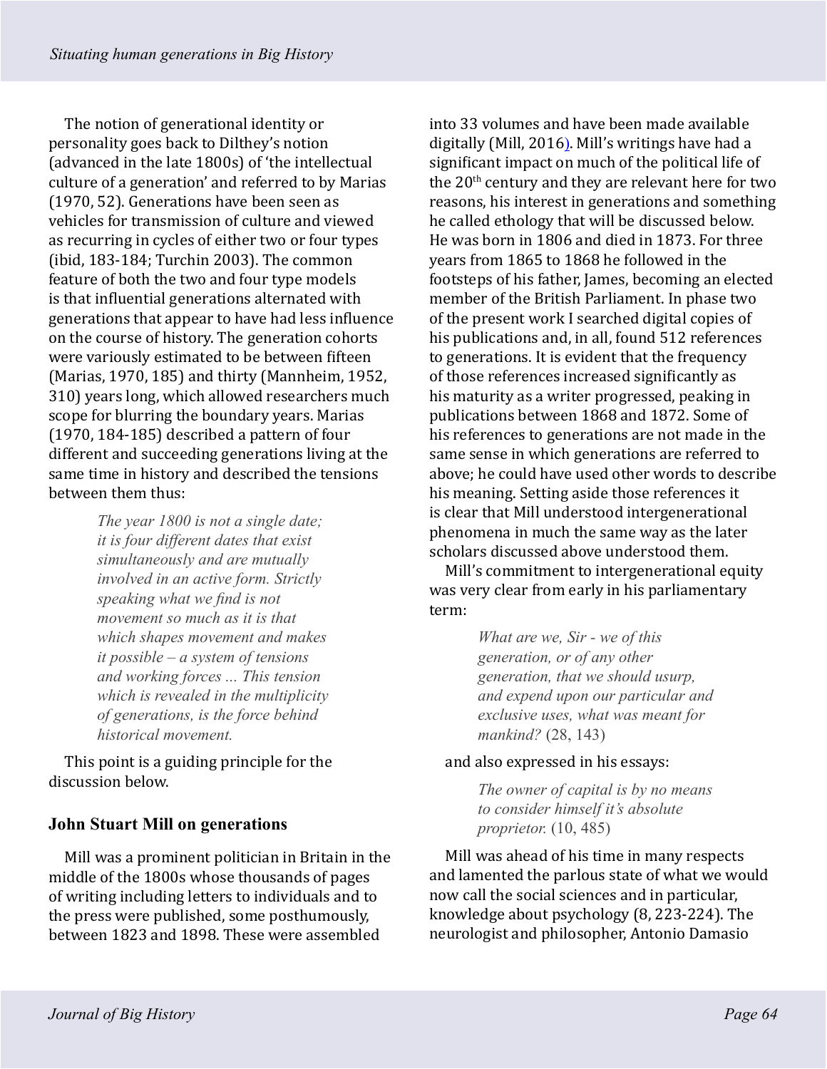The notion of generational identity or personality goes back to Dilthey's notion (advanced in the late 1800s) of 'the intellectual culture of a generation' and referred to by Marias (1970, 52). Generations have been seen as vehicles for transmission of culture and viewed as recurring in cycles of either two or four types (ibid, 183-184; Turchin 2003). The common feature of both the two and four type models is that influential generations alternated with generations that appear to have had less influence on the course of history. The generation cohorts were variously estimated to be between fifteen (Marias, 1970, 185) and thirty (Mannheim, 1952, 310) years long, which allowed researchers much scope for blurring the boundary years. Marias (1970, 184-185) described a pattern of four different and succeeding generations living at the same time in history and described the tensions between them thus:

> *The year 1800 is not a single date; it is four different dates that exist simultaneously and are mutually involved in an active form. Strictly speaking what we find is not movement so much as it is that which shapes movement and makes it possible – a system of tensions and working forces ... This tension which is revealed in the multiplicity of generations, is the force behind historical movement.*

This point is a guiding principle for the discussion below.

### John Stuart Mill on generations

Mill was a prominent politician in Britain in the middle of the 1800s whose thousands of pages of writing including letters to individuals and to the press were published, some posthumously, between 1823 and 1898. These were assembled into 33 volumes and have been made available digitally (Mill, 2016). Mill's writings have had a significant impact on much of the political life of the 20th century and they are relevant here for two reasons, his interest in generations and something he called ethology that will be discussed below. He was born in 1806 and died in 1873. For three years from 1865 to 1868 he followed in the footsteps of his father, James, becoming an elected member of the British Parliament. In phase two of the present work I searched digital copies of his publications and, in all, found 512 references to generations. It is evident that the frequency of those references increased significantly as his maturity as a writer progressed, peaking in publications between 1868 and 1872. Some of his references to generations are not made in the same sense in which generations are referred to above; he could have used other words to describe his meaning. Setting aside those references it is clear that Mill understood intergenerational phenomena in much the same way as the later scholars discussed above understood them.

Mill's commitment to intergenerational equity was very clear from early in his parliamentary term:

> *What are we, Sir - we of this generation, or of any other generation, that we should usurp, and expend upon our particular and exclusive uses, what was meant for mankind?* (28, 143)

and also expressed in his essays:

> *The owner of capital is by no means to consider himself it's absolute proprietor.* (10, 485)

Mill was ahead of his time in many respects and lamented the parlous state of what we would now call the social sciences and in particular, knowledge about psychology (8, 223-224). The neurologist and philosopher, Antonio Damasio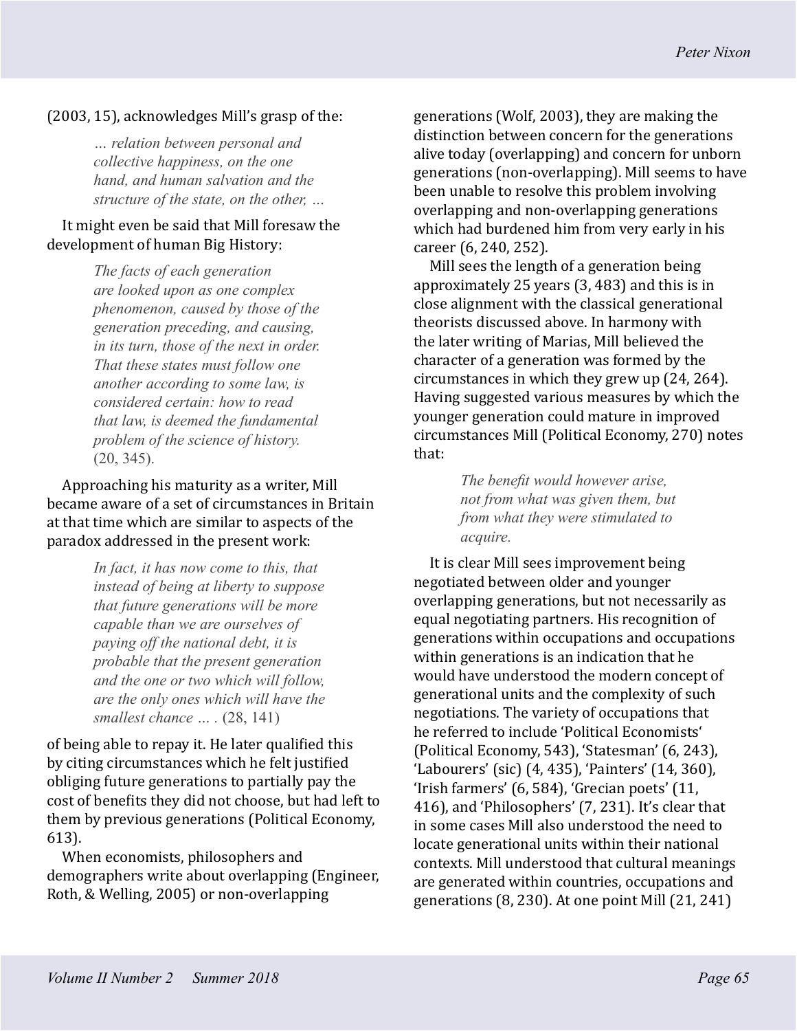(2003, 15), acknowledges Mill's grasp of the:

> *… relation between personal and collective happiness, on the one hand, and human salvation and the structure of the state, on the other, …*

It might even be said that Mill foresaw the development of human Big History:

> *The facts of each generation are looked upon as one complex phenomenon, caused by those of the generation preceding, and causing, in its turn, those of the next in order. That these states must follow one another according to some law, is considered certain: how to read that law, is deemed the fundamental problem of the science of history.* (20, 345).

Approaching his maturity as a writer, Mill became aware of a set of circumstances in Britain at that time which are similar to aspects of the paradox addressed in the present work:

> *In fact, it has now come to this, that instead of being at liberty to suppose that future generations will be more capable than we are ourselves of paying off the national debt, it is probable that the present generation and the one or two which will follow, are the only ones which will have the smallest chance … .* (28, 141)

of being able to repay it. He later qualified this by citing circumstances which he felt justified obliging future generations to partially pay the cost of benefits they did not choose, but had left to them by previous generations (Political Economy, 613).

When economists, philosophers and demographers write about overlapping (Engineer, Roth, & Welling, 2005) or non-overlapping generations (Wolf, 2003), they are making the distinction between concern for the generations alive today (overlapping) and concern for unborn generations (non-overlapping). Mill seems to have been unable to resolve this problem involving overlapping and non-overlapping generations which had burdened him from very early in his career (6, 240, 252).

Mill sees the length of a generation being approximately 25 years (3, 483) and this is in close alignment with the classical generational theorists discussed above. In harmony with the later writing of Marias, Mill believed the character of a generation was formed by the circumstances in which they grew up (24, 264). Having suggested various measures by which the younger generation could mature in improved circumstances Mill (Political Economy, 270) notes that:

> *The benefit would however arise, not from what was given them, but from what they were stimulated to acquire.*

It is clear Mill sees improvement being negotiated between older and younger overlapping generations, but not necessarily as equal negotiating partners. His recognition of generations within occupations and occupations within generations is an indication that he would have understood the modern concept of generational units and the complexity of such negotiations. The variety of occupations that he referred to include 'Political Economists' (Political Economy, 543), 'Statesman' (6, 243), 'Labourers' (sic) (4, 435), 'Painters' (14, 360), 'Irish farmers' (6, 584), 'Grecian poets' (11, 416), and 'Philosophers' (7, 231). It's clear that in some cases Mill also understood the need to locate generational units within their national contexts. Mill understood that cultural meanings are generated within countries, occupations and generations (8, 230). At one point Mill (21, 241)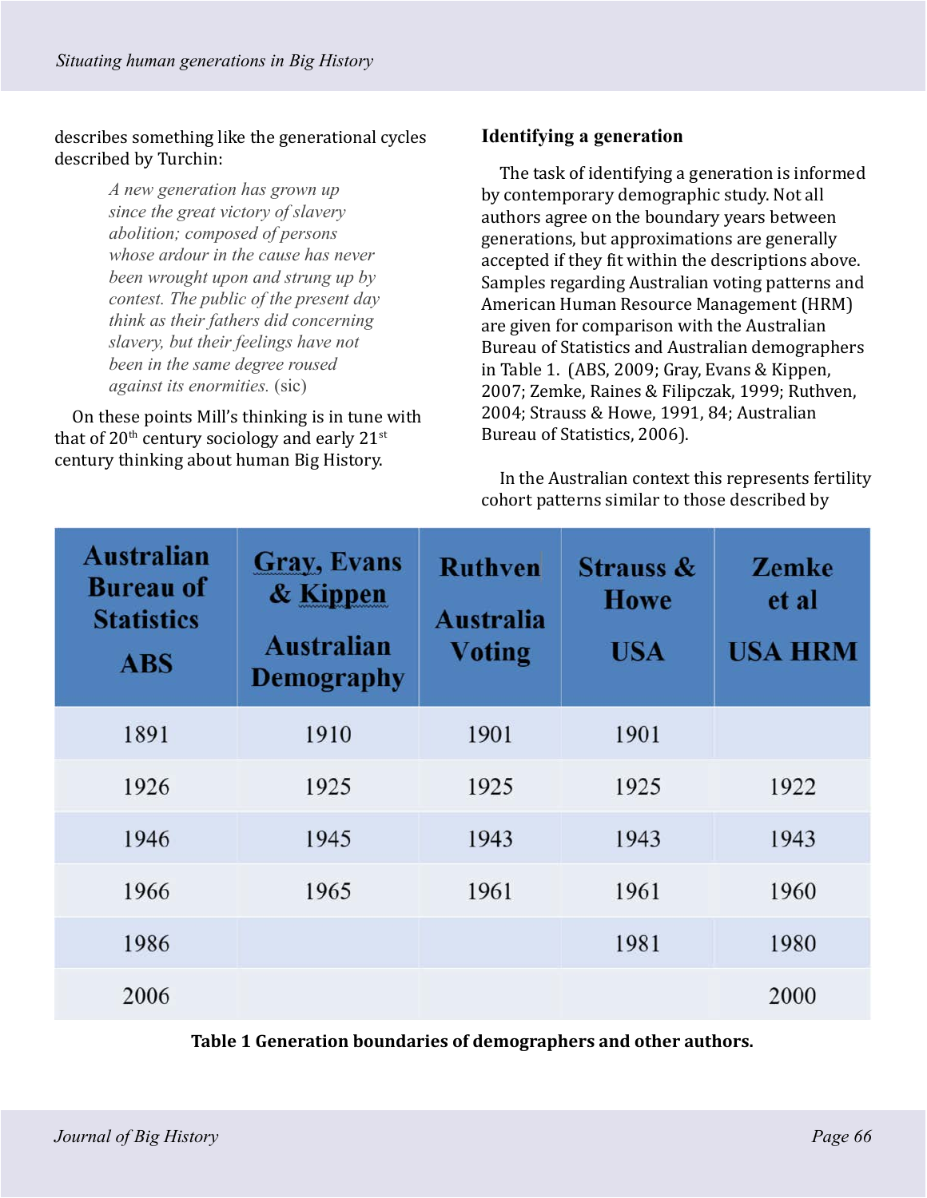describes something like the generational cycles described by Turchin:

> *A new generation has grown up since the great victory of slavery abolition; composed of persons whose ardour in the cause has never been wrought upon and strung up by contest. The public of the present day think as their fathers did concerning slavery, but their feelings have not been in the same degree roused against its enormities.* (sic)

On these points Mill's thinking is in tune with that of 20th century sociology and early 21st century thinking about human Big History.

### Identifying a generation

The task of identifying a generation is informed by contemporary demographic study. Not all authors agree on the boundary years between generations, but approximations are generally accepted if they fit within the descriptions above. Samples regarding Australian voting patterns and American Human Resource Management (HRM) are given for comparison with the Australian Bureau of Statistics and Australian demographers in Table 1. (ABS, 2009; Gray, Evans & Kippen, 2007; Zemke, Raines & Filipczak, 1999; Ruthven, 2004; Strauss & Howe, 1991, 84; Australian Bureau of Statistics, 2006).

In the Australian context this represents fertility cohort patterns similar to those described by

| Australian Bureau of Statistics ABS | Gray, Evans & Kippen Australian Demography | Ruthven Australia Voting | Strauss & Howe USA | Zemke et al USA HRM |
|---|---|---|---|---|
| 1891 | 1910 | 1901 | 1901 | |
| 1926 | 1925 | 1925 | 1925 | 1922 |
| 1946 | 1945 | 1943 | 1943 | 1943 |
| 1966 | 1965 | 1961 | 1961 | 1960 |
| 1986 | | | 1981 | 1980 |
| 2006 | | | | 2000 |

**Table 1 Generation boundaries of demographers and other authors.**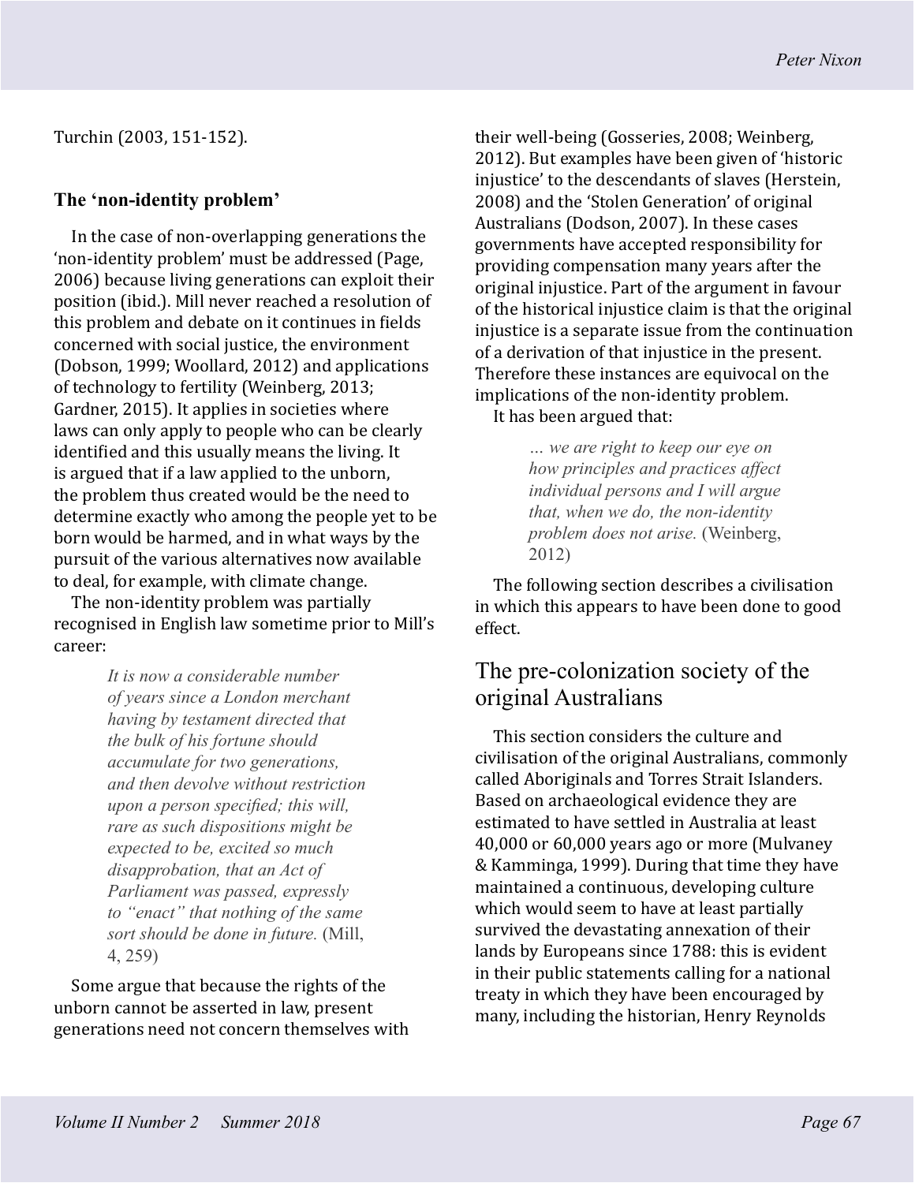Turchin (2003, 151-152).

### The 'non-identity problem'

In the case of non-overlapping generations the 'non-identity problem' must be addressed (Page, 2006) because living generations can exploit their position (ibid.). Mill never reached a resolution of this problem and debate on it continues in fields concerned with social justice, the environment (Dobson, 1999; Woollard, 2012) and applications of technology to fertility (Weinberg, 2013; Gardner, 2015). It applies in societies where laws can only apply to people who can be clearly identified and this usually means the living. It is argued that if a law applied to the unborn, the problem thus created would be the need to determine exactly who among the people yet to be born would be harmed, and in what ways by the pursuit of the various alternatives now available to deal, for example, with climate change.

The non-identity problem was partially recognised in English law sometime prior to Mill's career:

> *It is now a considerable number of years since a London merchant having by testament directed that the bulk of his fortune should accumulate for two generations, and then devolve without restriction upon a person specified; this will, rare as such dispositions might be expected to be, excited so much disapprobation, that an Act of Parliament was passed, expressly to "enact" that nothing of the same sort should be done in future.* (Mill, 4, 259)

Some argue that because the rights of the unborn cannot be asserted in law, present generations need not concern themselves with their well-being (Gosseries, 2008; Weinberg, 2012). But examples have been given of 'historic injustice' to the descendants of slaves (Herstein, 2008) and the 'Stolen Generation' of original Australians (Dodson, 2007). In these cases governments have accepted responsibility for providing compensation many years after the original injustice. Part of the argument in favour of the historical injustice claim is that the original injustice is a separate issue from the continuation of a derivation of that injustice in the present. Therefore these instances are equivocal on the implications of the non-identity problem.

It has been argued that:

> *... we are right to keep our eye on how principles and practices affect individual persons and I will argue that, when we do, the non-identity problem does not arise.* (Weinberg, 2012)

The following section describes a civilisation in which this appears to have been done to good effect.

## The pre-colonization society of the original Australians

This section considers the culture and civilisation of the original Australians, commonly called Aboriginals and Torres Strait Islanders. Based on archaeological evidence they are estimated to have settled in Australia at least 40,000 or 60,000 years ago or more (Mulvaney & Kamminga, 1999). During that time they have maintained a continuous, developing culture which would seem to have at least partially survived the devastating annexation of their lands by Europeans since 1788: this is evident in their public statements calling for a national treaty in which they have been encouraged by many, including the historian, Henry Reynolds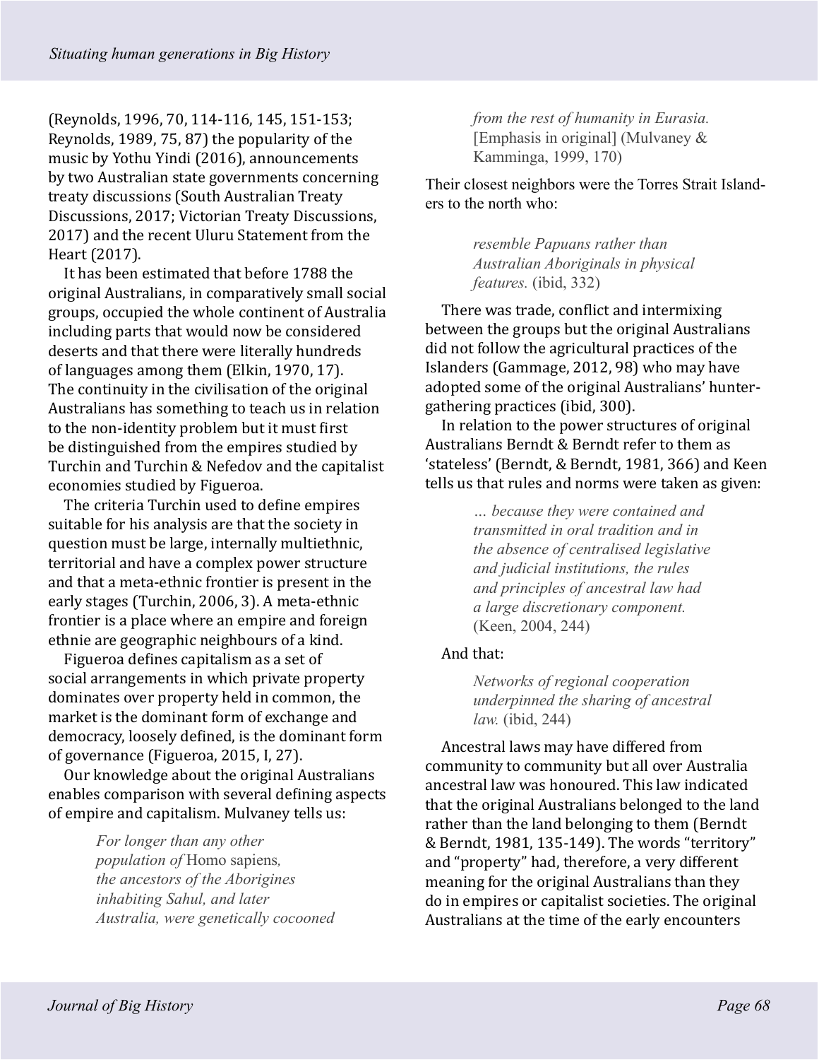(Reynolds, 1996, 70, 114-116, 145, 151-153; Reynolds, 1989, 75, 87) the popularity of the music by Yothu Yindi (2016), announcements by two Australian state governments concerning treaty discussions (South Australian Treaty Discussions, 2017; Victorian Treaty Discussions, 2017) and the recent Uluru Statement from the Heart (2017).

It has been estimated that before 1788 the original Australians, in comparatively small social groups, occupied the whole continent of Australia including parts that would now be considered deserts and that there were literally hundreds of languages among them (Elkin, 1970, 17). The continuity in the civilisation of the original Australians has something to teach us in relation to the non-identity problem but it must first be distinguished from the empires studied by Turchin and Turchin & Nefedov and the capitalist economies studied by Figueroa.

The criteria Turchin used to define empires suitable for his analysis are that the society in question must be large, internally multiethnic, territorial and have a complex power structure and that a meta-ethnic frontier is present in the early stages (Turchin, 2006, 3). A meta-ethnic frontier is a place where an empire and foreign ethnie are geographic neighbours of a kind.

Figueroa defines capitalism as a set of social arrangements in which private property dominates over property held in common, the market is the dominant form of exchange and democracy, loosely defined, is the dominant form of governance (Figueroa, 2015, I, 27).

Our knowledge about the original Australians enables comparison with several defining aspects of empire and capitalism. Mulvaney tells us:

> *For longer than any other population of* Homo sapiens*, the ancestors of the Aborigines inhabiting Sahul, and later Australia, were genetically cocooned from the rest of humanity in Eurasia.* [Emphasis in original] (Mulvaney & Kamminga, 1999, 170)

Their closest neighbors were the Torres Strait Islanders to the north who:

> *resemble Papuans rather than Australian Aboriginals in physical features.* (ibid, 332)

There was trade, conflict and intermixing between the groups but the original Australians did not follow the agricultural practices of the Islanders (Gammage, 2012, 98) who may have adopted some of the original Australians' hunter-gathering practices (ibid, 300).

In relation to the power structures of original Australians Berndt & Berndt refer to them as 'stateless' (Berndt, & Berndt, 1981, 366) and Keen tells us that rules and norms were taken as given:

> *… because they were contained and transmitted in oral tradition and in the absence of centralised legislative and judicial institutions, the rules and principles of ancestral law had a large discretionary component.* (Keen, 2004, 244)

And that:

> *Networks of regional cooperation underpinned the sharing of ancestral law.* (ibid, 244)

Ancestral laws may have differed from community to community but all over Australia ancestral law was honoured. This law indicated that the original Australians belonged to the land rather than the land belonging to them (Berndt & Berndt, 1981, 135-149). The words "territory" and "property" had, therefore, a very different meaning for the original Australians than they do in empires or capitalist societies. The original Australians at the time of the early encounters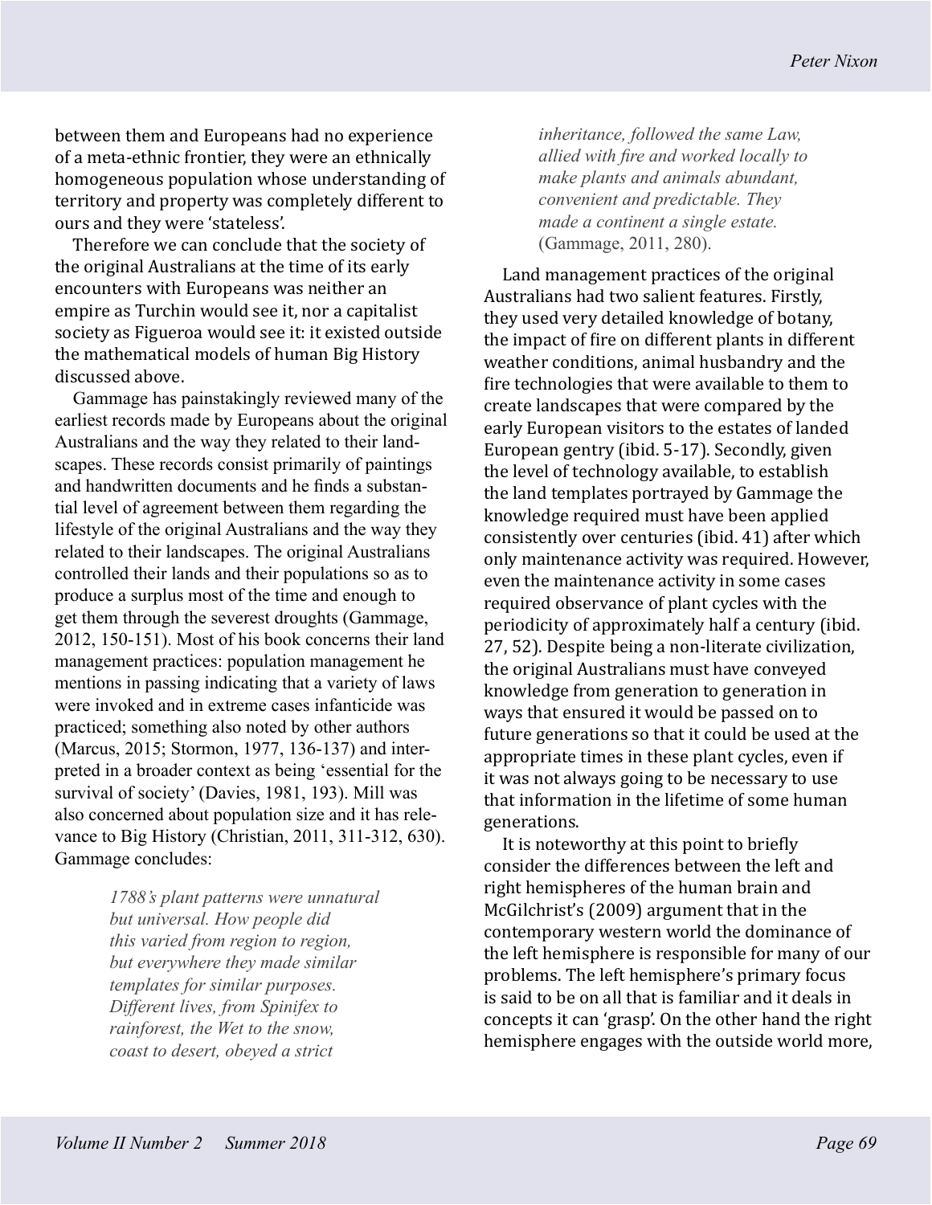between them and Europeans had no experience of a meta-ethnic frontier, they were an ethnically homogeneous population whose understanding of territory and property was completely different to ours and they were 'stateless'.

Therefore we can conclude that the society of the original Australians at the time of its early encounters with Europeans was neither an empire as Turchin would see it, nor a capitalist society as Figueroa would see it: it existed outside the mathematical models of human Big History discussed above.

Gammage has painstakingly reviewed many of the earliest records made by Europeans about the original Australians and the way they related to their landscapes. These records consist primarily of paintings and handwritten documents and he finds a substantial level of agreement between them regarding the lifestyle of the original Australians and the way they related to their landscapes. The original Australians controlled their lands and their populations so as to produce a surplus most of the time and enough to get them through the severest droughts (Gammage, 2012, 150-151). Most of his book concerns their land management practices: population management he mentions in passing indicating that a variety of laws were invoked and in extreme cases infanticide was practiced; something also noted by other authors (Marcus, 2015; Stormon, 1977, 136-137) and interpreted in a broader context as being 'essential for the survival of society' (Davies, 1981, 193). Mill was also concerned about population size and it has relevance to Big History (Christian, 2011, 311-312, 630). Gammage concludes:

> *1788's plant patterns were unnatural but universal. How people did this varied from region to region, but everywhere they made similar templates for similar purposes. Different lives, from Spinifex to rainforest, the Wet to the snow, coast to desert, obeyed a strict inheritance, followed the same Law, allied with fire and worked locally to make plants and animals abundant, convenient and predictable. They made a continent a single estate.* (Gammage, 2011, 280).

Land management practices of the original Australians had two salient features. Firstly, they used very detailed knowledge of botany, the impact of fire on different plants in different weather conditions, animal husbandry and the fire technologies that were available to them to create landscapes that were compared by the early European visitors to the estates of landed European gentry (ibid. 5-17). Secondly, given the level of technology available, to establish the land templates portrayed by Gammage the knowledge required must have been applied consistently over centuries (ibid. 41) after which only maintenance activity was required. However, even the maintenance activity in some cases required observance of plant cycles with the periodicity of approximately half a century (ibid. 27, 52). Despite being a non-literate civilization, the original Australians must have conveyed knowledge from generation to generation in ways that ensured it would be passed on to future generations so that it could be used at the appropriate times in these plant cycles, even if it was not always going to be necessary to use that information in the lifetime of some human generations.

It is noteworthy at this point to briefly consider the differences between the left and right hemispheres of the human brain and McGilchrist's (2009) argument that in the contemporary western world the dominance of the left hemisphere is responsible for many of our problems. The left hemisphere's primary focus is said to be on all that is familiar and it deals in concepts it can 'grasp'. On the other hand the right hemisphere engages with the outside world more,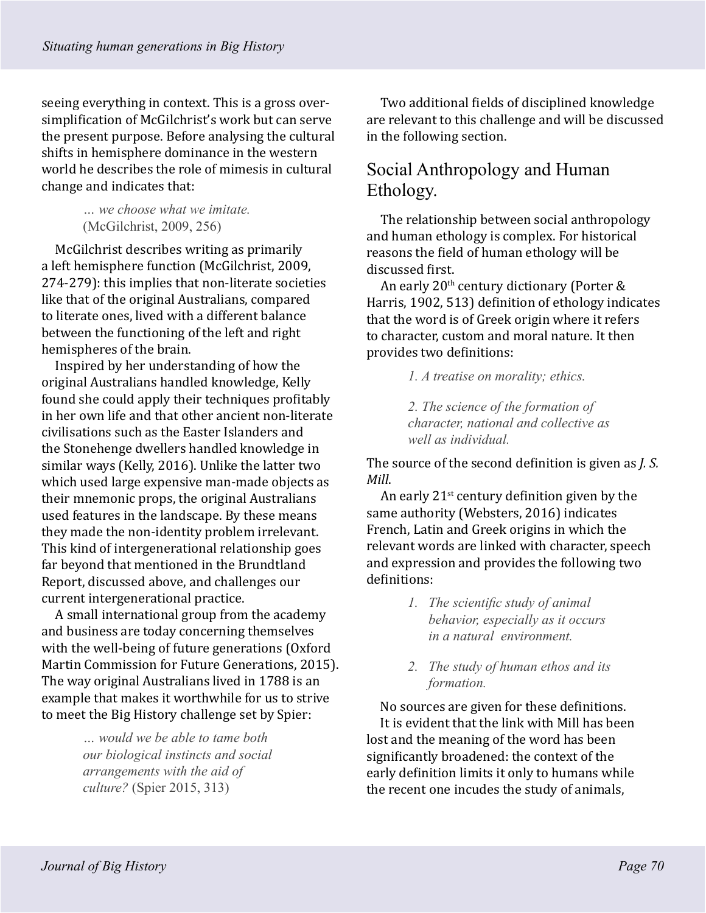seeing everything in context. This is a gross over-simplification of McGilchrist's work but can serve the present purpose. Before analysing the cultural shifts in hemisphere dominance in the western world he describes the role of mimesis in cultural change and indicates that:

> *… we choose what we imitate.* (McGilchrist, 2009, 256)

McGilchrist describes writing as primarily a left hemisphere function (McGilchrist, 2009, 274-279): this implies that non-literate societies like that of the original Australians, compared to literate ones, lived with a different balance between the functioning of the left and right hemispheres of the brain.

Inspired by her understanding of how the original Australians handled knowledge, Kelly found she could apply their techniques profitably in her own life and that other ancient non-literate civilisations such as the Easter Islanders and the Stonehenge dwellers handled knowledge in similar ways (Kelly, 2016). Unlike the latter two which used large expensive man-made objects as their mnemonic props, the original Australians used features in the landscape. By these means they made the non-identity problem irrelevant. This kind of intergenerational relationship goes far beyond that mentioned in the Brundtland Report, discussed above, and challenges our current intergenerational practice.

A small international group from the academy and business are today concerning themselves with the well-being of future generations (Oxford Martin Commission for Future Generations, 2015). The way original Australians lived in 1788 is an example that makes it worthwhile for us to strive to meet the Big History challenge set by Spier:

> *… would we be able to tame both our biological instincts and social arrangements with the aid of culture?* (Spier 2015, 313)

Two additional fields of disciplined knowledge are relevant to this challenge and will be discussed in the following section.

## Social Anthropology and Human Ethology.

The relationship between social anthropology and human ethology is complex. For historical reasons the field of human ethology will be discussed first.

An early 20th century dictionary (Porter & Harris, 1902, 513) definition of ethology indicates that the word is of Greek origin where it refers to character, custom and moral nature. It then provides two definitions:

> *1. A treatise on morality; ethics.*
>
> *2. The science of the formation of character, national and collective as well as individual.*

The source of the second definition is given as *J. S. Mill*.

An early 21st century definition given by the same authority (Websters, 2016) indicates French, Latin and Greek origins in which the relevant words are linked with character, speech and expression and provides the following two definitions:

> 1. *The scientific study of animal behavior, especially as it occurs in a natural environment.*
> 2. *The study of human ethos and its formation.*

No sources are given for these definitions.

It is evident that the link with Mill has been lost and the meaning of the word has been significantly broadened: the context of the early definition limits it only to humans while the recent one incudes the study of animals,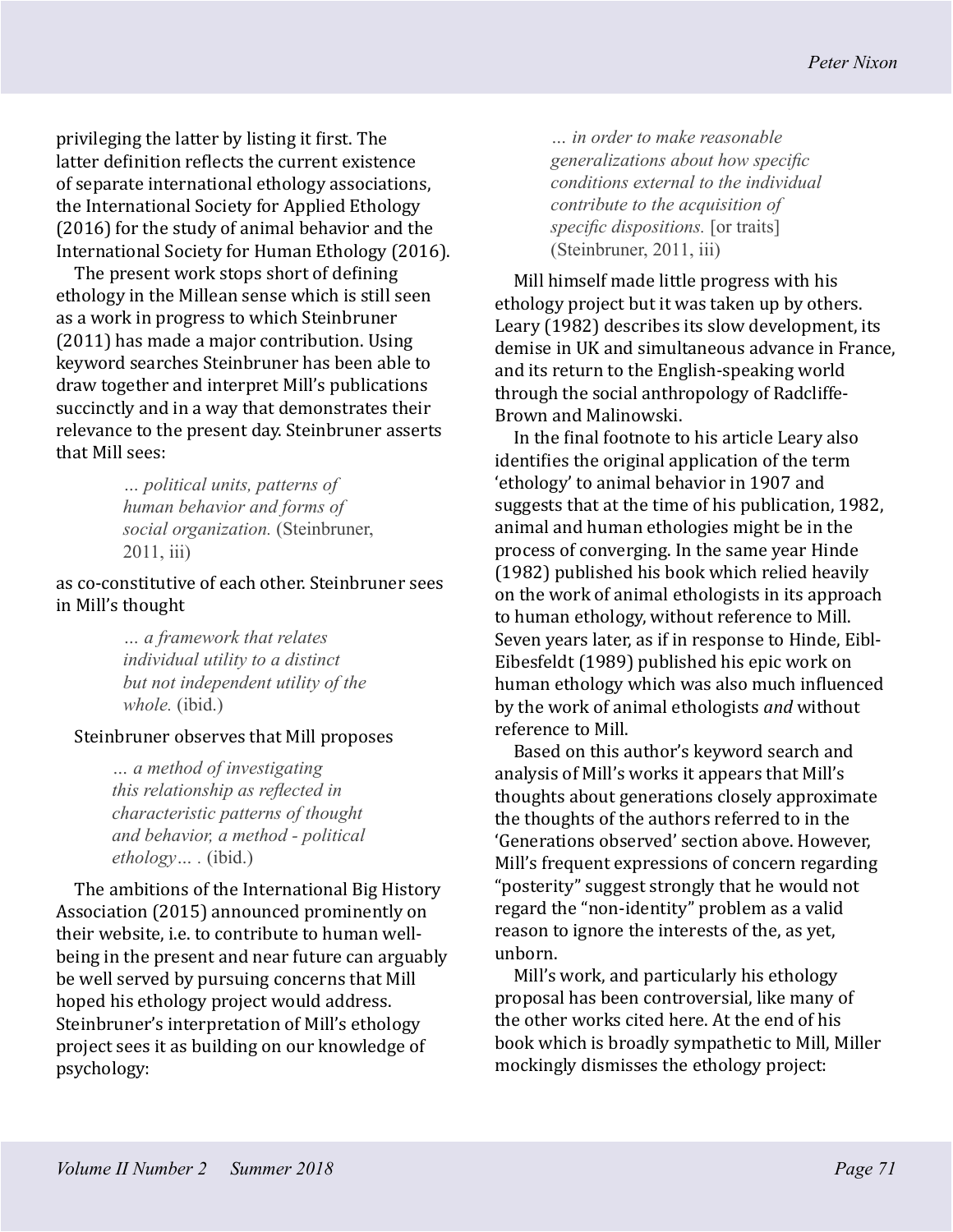privileging the latter by listing it first. The latter definition reflects the current existence of separate international ethology associations, the International Society for Applied Ethology (2016) for the study of animal behavior and the International Society for Human Ethology (2016).

The present work stops short of defining ethology in the Millean sense which is still seen as a work in progress to which Steinbruner (2011) has made a major contribution. Using keyword searches Steinbruner has been able to draw together and interpret Mill's publications succinctly and in a way that demonstrates their relevance to the present day. Steinbruner asserts that Mill sees:

> *… political units, patterns of human behavior and forms of social organization.* (Steinbruner, 2011, iii)

as co-constitutive of each other. Steinbruner sees in Mill's thought

> *… a framework that relates individual utility to a distinct but not independent utility of the whole.* (ibid.)

Steinbruner observes that Mill proposes

> *… a method of investigating this relationship as reflected in characteristic patterns of thought and behavior, a method - political ethology… .* (ibid.)

The ambitions of the International Big History Association (2015) announced prominently on their website, i.e. to contribute to human well-being in the present and near future can arguably be well served by pursuing concerns that Mill hoped his ethology project would address. Steinbruner's interpretation of Mill's ethology project sees it as building on our knowledge of psychology:

> *… in order to make reasonable generalizations about how specific conditions external to the individual contribute to the acquisition of specific dispositions.* [or traits] (Steinbruner, 2011, iii)

Mill himself made little progress with his ethology project but it was taken up by others. Leary (1982) describes its slow development, its demise in UK and simultaneous advance in France, and its return to the English-speaking world through the social anthropology of Radcliffe-Brown and Malinowski.

In the final footnote to his article Leary also identifies the original application of the term 'ethology' to animal behavior in 1907 and suggests that at the time of his publication, 1982, animal and human ethologies might be in the process of converging. In the same year Hinde (1982) published his book which relied heavily on the work of animal ethologists in its approach to human ethology, without reference to Mill. Seven years later, as if in response to Hinde, Eibl-Eibesfeldt (1989) published his epic work on human ethology which was also much influenced by the work of animal ethologists *and* without reference to Mill.

Based on this author's keyword search and analysis of Mill's works it appears that Mill's thoughts about generations closely approximate the thoughts of the authors referred to in the 'Generations observed' section above. However, Mill's frequent expressions of concern regarding "posterity" suggest strongly that he would not regard the "non-identity" problem as a valid reason to ignore the interests of the, as yet, unborn.

Mill's work, and particularly his ethology proposal has been controversial, like many of the other works cited here. At the end of his book which is broadly sympathetic to Mill, Miller mockingly dismisses the ethology project: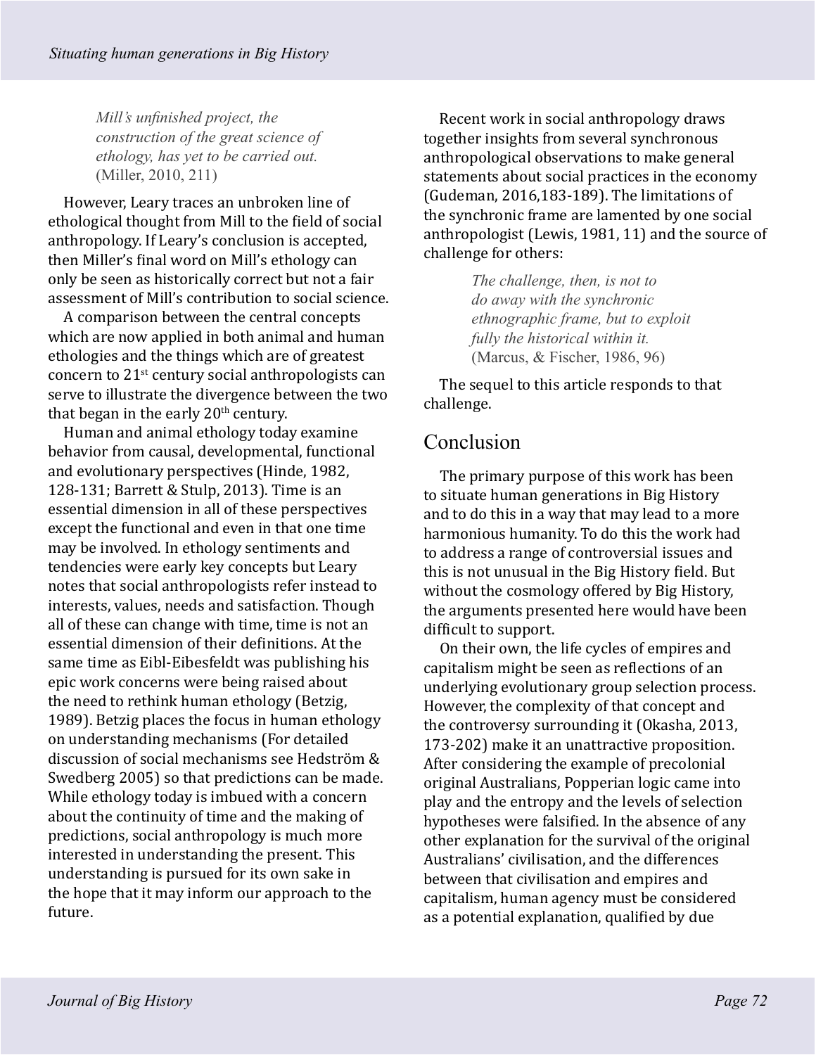> *Mill's unfinished project, the construction of the great science of ethology, has yet to be carried out.*
> (Miller, 2010, 211)

However, Leary traces an unbroken line of ethological thought from Mill to the field of social anthropology. If Leary's conclusion is accepted, then Miller's final word on Mill's ethology can only be seen as historically correct but not a fair assessment of Mill's contribution to social science.

A comparison between the central concepts which are now applied in both animal and human ethologies and the things which are of greatest concern to 21st century social anthropologists can serve to illustrate the divergence between the two that began in the early 20th century.

Human and animal ethology today examine behavior from causal, developmental, functional and evolutionary perspectives (Hinde, 1982, 128-131; Barrett & Stulp, 2013). Time is an essential dimension in all of these perspectives except the functional and even in that one time may be involved. In ethology sentiments and tendencies were early key concepts but Leary notes that social anthropologists refer instead to interests, values, needs and satisfaction. Though all of these can change with time, time is not an essential dimension of their definitions. At the same time as Eibl-Eibesfeldt was publishing his epic work concerns were being raised about the need to rethink human ethology (Betzig, 1989). Betzig places the focus in human ethology on understanding mechanisms (For detailed discussion of social mechanisms see Hedström & Swedberg 2005) so that predictions can be made. While ethology today is imbued with a concern about the continuity of time and the making of predictions, social anthropology is much more interested in understanding the present. This understanding is pursued for its own sake in the hope that it may inform our approach to the future.

Recent work in social anthropology draws together insights from several synchronous anthropological observations to make general statements about social practices in the economy (Gudeman, 2016,183-189). The limitations of the synchronic frame are lamented by one social anthropologist (Lewis, 1981, 11) and the source of challenge for others:

> *The challenge, then, is not to do away with the synchronic ethnographic frame, but to exploit fully the historical within it.*
> (Marcus, & Fischer, 1986, 96)

The sequel to this article responds to that challenge.

## Conclusion

The primary purpose of this work has been to situate human generations in Big History and to do this in a way that may lead to a more harmonious humanity. To do this the work had to address a range of controversial issues and this is not unusual in the Big History field. But without the cosmology offered by Big History, the arguments presented here would have been difficult to support.

On their own, the life cycles of empires and capitalism might be seen as reflections of an underlying evolutionary group selection process. However, the complexity of that concept and the controversy surrounding it (Okasha, 2013, 173-202) make it an unattractive proposition. After considering the example of precolonial original Australians, Popperian logic came into play and the entropy and the levels of selection hypotheses were falsified. In the absence of any other explanation for the survival of the original Australians' civilisation, and the differences between that civilisation and empires and capitalism, human agency must be considered as a potential explanation, qualified by due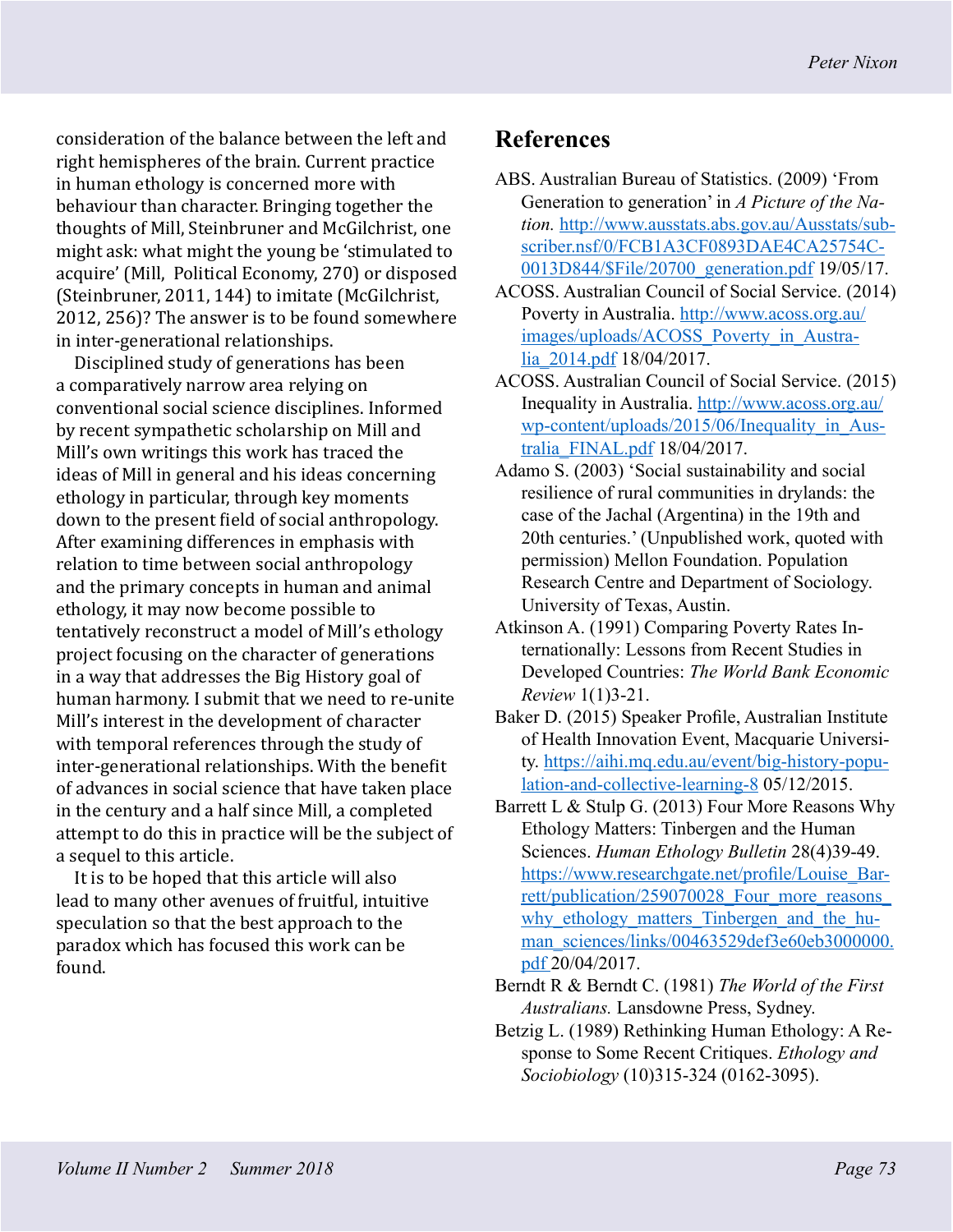consideration of the balance between the left and right hemispheres of the brain. Current practice in human ethology is concerned more with behaviour than character. Bringing together the thoughts of Mill, Steinbruner and McGilchrist, one might ask: what might the young be 'stimulated to acquire' (Mill, Political Economy, 270) or disposed (Steinbruner, 2011, 144) to imitate (McGilchrist, 2012, 256)? The answer is to be found somewhere in inter-generational relationships.

Disciplined study of generations has been a comparatively narrow area relying on conventional social science disciplines. Informed by recent sympathetic scholarship on Mill and Mill's own writings this work has traced the ideas of Mill in general and his ideas concerning ethology in particular, through key moments down to the present field of social anthropology. After examining differences in emphasis with relation to time between social anthropology and the primary concepts in human and animal ethology, it may now become possible to tentatively reconstruct a model of Mill's ethology project focusing on the character of generations in a way that addresses the Big History goal of human harmony. I submit that we need to re-unite Mill's interest in the development of character with temporal references through the study of inter-generational relationships. With the benefit of advances in social science that have taken place in the century and a half since Mill, a completed attempt to do this in practice will be the subject of a sequel to this article.

It is to be hoped that this article will also lead to many other avenues of fruitful, intuitive speculation so that the best approach to the paradox which has focused this work can be found.

## References

ABS. Australian Bureau of Statistics. (2009) 'From Generation to generation' in *A Picture of the Nation.* http://www.ausstats.abs.gov.au/Ausstats/subscriber.nsf/0/FCB1A3CF0893DAE4CA25754C0013D844/$File/20700_generation.pdf 19/05/17.

ACOSS. Australian Council of Social Service. (2014) Poverty in Australia. http://www.acoss.org.au/images/uploads/ACOSS_Poverty_in_Australia_2014.pdf 18/04/2017.

ACOSS. Australian Council of Social Service. (2015) Inequality in Australia. http://www.acoss.org.au/wp-content/uploads/2015/06/Inequality_in_Australia_FINAL.pdf 18/04/2017.

Adamo S. (2003) 'Social sustainability and social resilience of rural communities in drylands: the case of the Jachal (Argentina) in the 19th and 20th centuries.' (Unpublished work, quoted with permission) Mellon Foundation. Population Research Centre and Department of Sociology. University of Texas, Austin.

Atkinson A. (1991) Comparing Poverty Rates Internationally: Lessons from Recent Studies in Developed Countries: *The World Bank Economic Review* 1(1)3-21.

Baker D. (2015) Speaker Profile, Australian Institute of Health Innovation Event, Macquarie University. https://aihi.mq.edu.au/event/big-history-population-and-collective-learning-8 05/12/2015.

Barrett L & Stulp G. (2013) Four More Reasons Why Ethology Matters: Tinbergen and the Human Sciences. *Human Ethology Bulletin* 28(4)39-49. https://www.researchgate.net/profile/Louise_Barrett/publication/259070028_Four_more_reasons_why_ethology_matters_Tinbergen_and_the_human_sciences/links/00463529def3e60eb3000000.pdf 20/04/2017.

Berndt R & Berndt C. (1981) *The World of the First Australians.* Lansdowne Press, Sydney.

Betzig L. (1989) Rethinking Human Ethology: A Response to Some Recent Critiques. *Ethology and Sociobiology* (10)315-324 (0162-3095).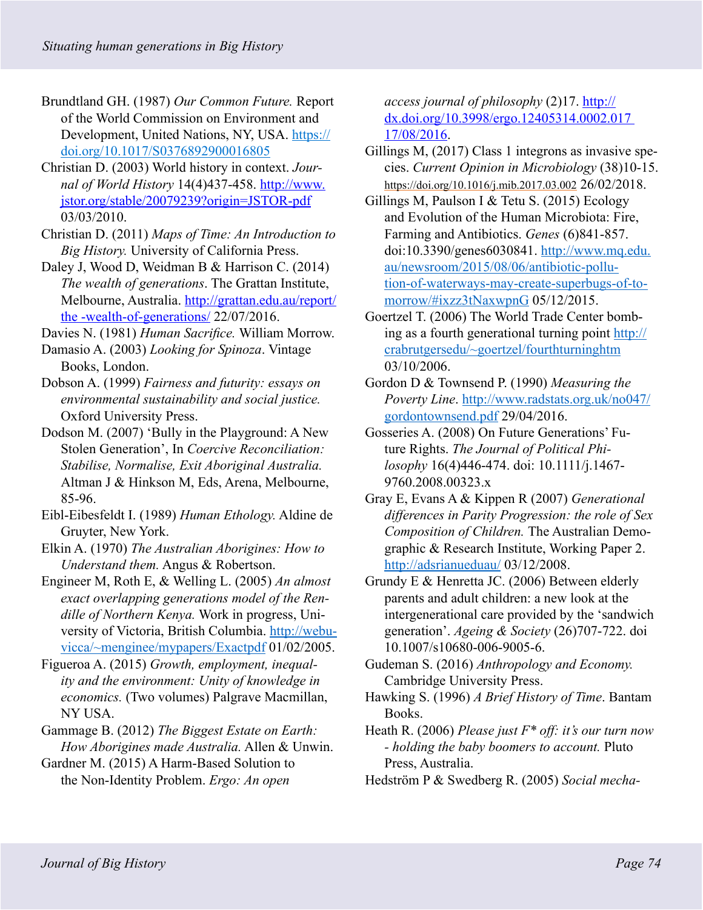Brundtland GH. (1987) *Our Common Future.* Report of the World Commission on Environment and Development, United Nations, NY, USA. https://doi.org/10.1017/S0376892900016805

Christian D. (2003) World history in context. *Journal of World History* 14(4)437-458. http://www.jstor.org/stable/20079239?origin=JSTOR-pdf 03/03/2010.

Christian D. (2011) *Maps of Time: An Introduction to Big History.* University of California Press.

Daley J, Wood D, Weidman B & Harrison C. (2014) *The wealth of generations*. The Grattan Institute, Melbourne, Australia. http://grattan.edu.au/report/the -wealth-of-generations/ 22/07/2016.

Davies N. (1981) *Human Sacrifice.* William Morrow.

Damasio A. (2003) *Looking for Spinoza*. Vintage Books, London.

Dobson A. (1999) *Fairness and futurity: essays on environmental sustainability and social justice.* Oxford University Press.

Dodson M. (2007) 'Bully in the Playground: A New Stolen Generation', In *Coercive Reconciliation: Stabilise, Normalise, Exit Aboriginal Australia.* Altman J & Hinkson M, Eds, Arena, Melbourne, 85-96.

Eibl-Eibesfeldt I. (1989) *Human Ethology.* Aldine de Gruyter, New York.

Elkin A. (1970) *The Australian Aborigines: How to Understand them.* Angus & Robertson.

Engineer M, Roth E, & Welling L. (2005) *An almost exact overlapping generations model of the Rendille of Northern Kenya.* Work in progress, University of Victoria, British Columbia. http://webuvicca/~menginee/mypapers/Exactpdf 01/02/2005.

Figueroa A. (2015) *Growth, employment, inequality and the environment: Unity of knowledge in economics.* (Two volumes) Palgrave Macmillan, NY USA.

Gammage B. (2012) *The Biggest Estate on Earth: How Aborigines made Australia.* Allen & Unwin.

Gardner M. (2015) A Harm-Based Solution to the Non-Identity Problem. *Ergo: An open access journal of philosophy* (2)17. http://dx.doi.org/10.3998/ergo.12405314.0002.017 17/08/2016.

Gillings M, (2017) Class 1 integrons as invasive species. *Current Opinion in Microbiology* (38)10-15. https://doi.org/10.1016/j.mib.2017.03.002 26/02/2018.

Gillings M, Paulson I & Tetu S. (2015) Ecology and Evolution of the Human Microbiota: Fire, Farming and Antibiotics. *Genes* (6)841-857. doi:10.3390/genes6030841. http://www.mq.edu.au/newsroom/2015/08/06/antibiotic-pollution-of-waterways-may-create-superbugs-of-tomorrow/#ixzz3tNaxwpnG 05/12/2015.

Goertzel T. (2006) The World Trade Center bombing as a fourth generational turning point http://crabrutgersedu/~goertzel/fourthturninghtm 03/10/2006.

Gordon D & Townsend P. (1990) *Measuring the Poverty Line*. http://www.radstats.org.uk/no047/gordontownsend.pdf 29/04/2016.

Gosseries A. (2008) On Future Generations' Future Rights. *The Journal of Political Philosophy* 16(4)446-474. doi: 10.1111/j.1467-9760.2008.00323.x

Gray E, Evans A & Kippen R (2007) *Generational differences in Parity Progression: the role of Sex Composition of Children.* The Australian Demographic & Research Institute, Working Paper 2. http://adsrianueduau/ 03/12/2008.

Grundy E & Henretta JC. (2006) Between elderly parents and adult children: a new look at the intergenerational care provided by the 'sandwich generation'. *Ageing & Society* (26)707-722. doi 10.1007/s10680-006-9005-6.

Gudeman S. (2016) *Anthropology and Economy.* Cambridge University Press.

Hawking S. (1996) *A Brief History of Time*. Bantam Books.

Heath R. (2006) *Please just F* off: it's our turn now - holding the baby boomers to account.* Pluto Press, Australia.

Hedström P & Swedberg R. (2005) *Social mecha-*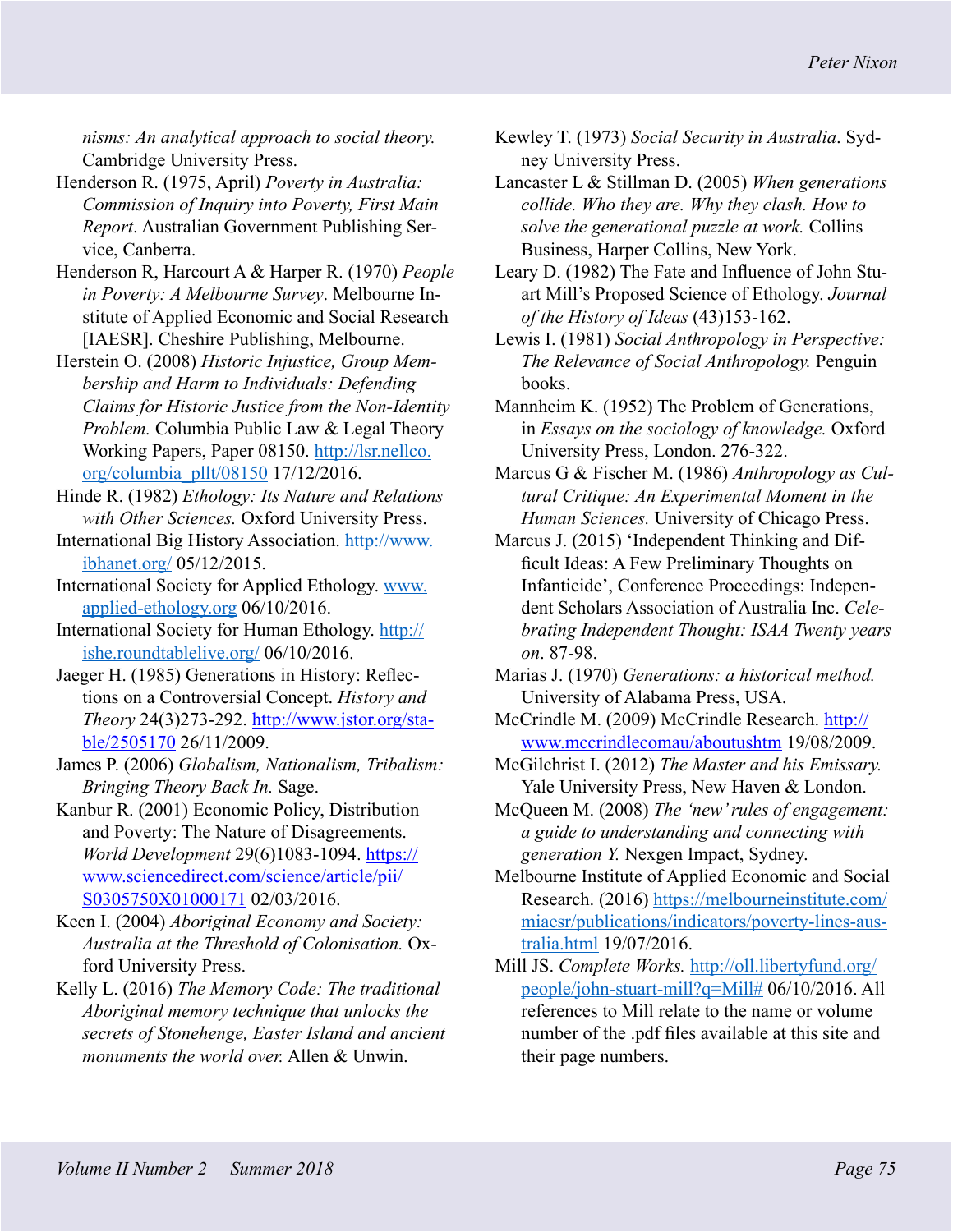*nisms: An analytical approach to social theory.* Cambridge University Press.

Henderson R. (1975, April) *Poverty in Australia: Commission of Inquiry into Poverty, First Main Report*. Australian Government Publishing Service, Canberra.

Henderson R, Harcourt A & Harper R. (1970) *People in Poverty: A Melbourne Survey*. Melbourne Institute of Applied Economic and Social Research [IAESR]. Cheshire Publishing, Melbourne.

Herstein O. (2008) *Historic Injustice, Group Membership and Harm to Individuals: Defending Claims for Historic Justice from the Non-Identity Problem.* Columbia Public Law & Legal Theory Working Papers, Paper 08150. http://lsr.nellco.org/columbia_pllt/08150 17/12/2016.

Hinde R. (1982) *Ethology: Its Nature and Relations with Other Sciences.* Oxford University Press.

International Big History Association. http://www.ibhanet.org/ 05/12/2015.

International Society for Applied Ethology. www.applied-ethology.org 06/10/2016.

International Society for Human Ethology. http://ishe.roundtablelive.org/ 06/10/2016.

Jaeger H. (1985) Generations in History: Reflections on a Controversial Concept. *History and Theory* 24(3)273-292. http://www.jstor.org/stable/2505170 26/11/2009.

James P. (2006) *Globalism, Nationalism, Tribalism: Bringing Theory Back In.* Sage.

Kanbur R. (2001) Economic Policy, Distribution and Poverty: The Nature of Disagreements. *World Development* 29(6)1083-1094. https://www.sciencedirect.com/science/article/pii/S0305750X01000171 02/03/2016.

Keen I. (2004) *Aboriginal Economy and Society: Australia at the Threshold of Colonisation.* Oxford University Press.

Kelly L. (2016) *The Memory Code: The traditional Aboriginal memory technique that unlocks the secrets of Stonehenge, Easter Island and ancient monuments the world over.* Allen & Unwin.

Kewley T. (1973) *Social Security in Australia*. Sydney University Press.

Lancaster L & Stillman D. (2005) *When generations collide. Who they are. Why they clash. How to solve the generational puzzle at work.* Collins Business, Harper Collins, New York.

Leary D. (1982) The Fate and Influence of John Stuart Mill's Proposed Science of Ethology. *Journal of the History of Ideas* (43)153-162.

Lewis I. (1981) *Social Anthropology in Perspective: The Relevance of Social Anthropology.* Penguin books.

Mannheim K. (1952) The Problem of Generations, in *Essays on the sociology of knowledge.* Oxford University Press, London. 276-322.

Marcus G & Fischer M. (1986) *Anthropology as Cultural Critique: An Experimental Moment in the Human Sciences.* University of Chicago Press.

Marcus J. (2015) 'Independent Thinking and Difficult Ideas: A Few Preliminary Thoughts on Infanticide', Conference Proceedings: Independent Scholars Association of Australia Inc. *Celebrating Independent Thought: ISAA Twenty years on*. 87-98.

Marias J. (1970) *Generations: a historical method.* University of Alabama Press, USA.

McCrindle M. (2009) McCrindle Research. http://www.mccrindlecomau/aboutushtm 19/08/2009.

McGilchrist I. (2012) *The Master and his Emissary.* Yale University Press, New Haven & London.

McQueen M. (2008) *The 'new' rules of engagement: a guide to understanding and connecting with generation Y.* Nexgen Impact, Sydney.

Melbourne Institute of Applied Economic and Social Research. (2016) https://melbourneinstitute.com/miaesr/publications/indicators/poverty-lines-australia.html 19/07/2016.

Mill JS. *Complete Works.* http://oll.libertyfund.org/people/john-stuart-mill?q=Mill# 06/10/2016. All references to Mill relate to the name or volume number of the .pdf files available at this site and their page numbers.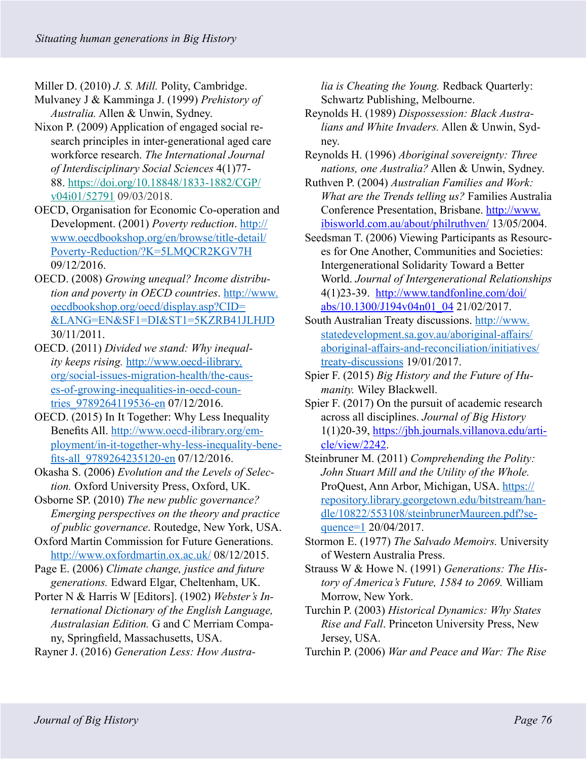Miller D. (2010) *J. S. Mill.* Polity, Cambridge.

Mulvaney J & Kamminga J. (1999) *Prehistory of Australia.* Allen & Unwin, Sydney.

Nixon P. (2009) Application of engaged social research principles in inter-generational aged care workforce research. *The International Journal of Interdisciplinary Social Sciences* 4(1)77-88. https://doi.org/10.18848/1833-1882/CGP/v04i01/52791 09/03/2018.

OECD, Organisation for Economic Co-operation and Development. (2001) *Poverty reduction*. http://www.oecdbookshop.org/en/browse/title-detail/Poverty-Reduction/?K=5LMQCR2KGV7H 09/12/2016.

OECD. (2008) *Growing unequal? Income distribution and poverty in OECD countries*. http://www.oecdbookshop.org/oecd/display.asp?CID=&LANG=EN&SF1=DI&ST1=5KZRB41JLHJD 30/11/2011.

OECD. (2011) *Divided we stand: Why inequality keeps rising.* http://www.oecd-ilibrary.org/social-issues-migration-health/the-causes-of-growing-inequalities-in-oecd-countries_9789264119536-en 07/12/2016.

OECD. (2015) In It Together: Why Less Inequality Benefits All. http://www.oecd-ilibrary.org/employment/in-it-together-why-less-inequality-benefits-all_9789264235120-en 07/12/2016.

Okasha S. (2006) *Evolution and the Levels of Selection.* Oxford University Press, Oxford, UK.

Osborne SP. (2010) *The new public governance? Emerging perspectives on the theory and practice of public governance*. Routedge, New York, USA.

Oxford Martin Commission for Future Generations. http://www.oxfordmartin.ox.ac.uk/ 08/12/2015.

Page E. (2006) *Climate change, justice and future generations.* Edward Elgar, Cheltenham, UK.

Porter N & Harris W [Editors]. (1902) *Webster's International Dictionary of the English Language, Australasian Edition.* G and C Merriam Company, Springfield, Massachusetts, USA.

Rayner J. (2016) *Generation Less: How Australia is Cheating the Young.* Redback Quarterly: Schwartz Publishing, Melbourne.

Reynolds H. (1989) *Dispossession: Black Australians and White Invaders.* Allen & Unwin, Sydney.

Reynolds H. (1996) *Aboriginal sovereignty: Three nations, one Australia?* Allen & Unwin, Sydney.

Ruthven P. (2004) *Australian Families and Work: What are the Trends telling us?* Families Australia Conference Presentation, Brisbane. http://www.ibisworld.com.au/about/philruthven/ 13/05/2004.

Seedsman T. (2006) Viewing Participants as Resources for One Another, Communities and Societies: Intergenerational Solidarity Toward a Better World. *Journal of Intergenerational Relationships* 4(1)23-39. http://www.tandfonline.com/doi/abs/10.1300/J194v04n01_04 21/02/2017.

South Australian Treaty discussions. http://www.statedevelopment.sa.gov.au/aboriginal-affairs/aboriginal-affairs-and-reconciliation/initiatives/treaty-discussions 19/01/2017.

Spier F. (2015) *Big History and the Future of Humanity.* Wiley Blackwell.

Spier F. (2017) On the pursuit of academic research across all disciplines. *Journal of Big History* 1(1)20-39, https://jbh.journals.villanova.edu/article/view/2242.

Steinbruner M. (2011) *Comprehending the Polity: John Stuart Mill and the Utility of the Whole.* ProQuest, Ann Arbor, Michigan, USA. https://repository.library.georgetown.edu/bitstream/handle/10822/553108/steinbrunerMaureen.pdf?sequence=1 20/04/2017.

Stormon E. (1977) *The Salvado Memoirs.* University of Western Australia Press.

Strauss W & Howe N. (1991) *Generations: The History of America's Future, 1584 to 2069.* William Morrow, New York.

Turchin P. (2003) *Historical Dynamics: Why States Rise and Fall*. Princeton University Press, New Jersey, USA.

Turchin P. (2006) *War and Peace and War: The Rise*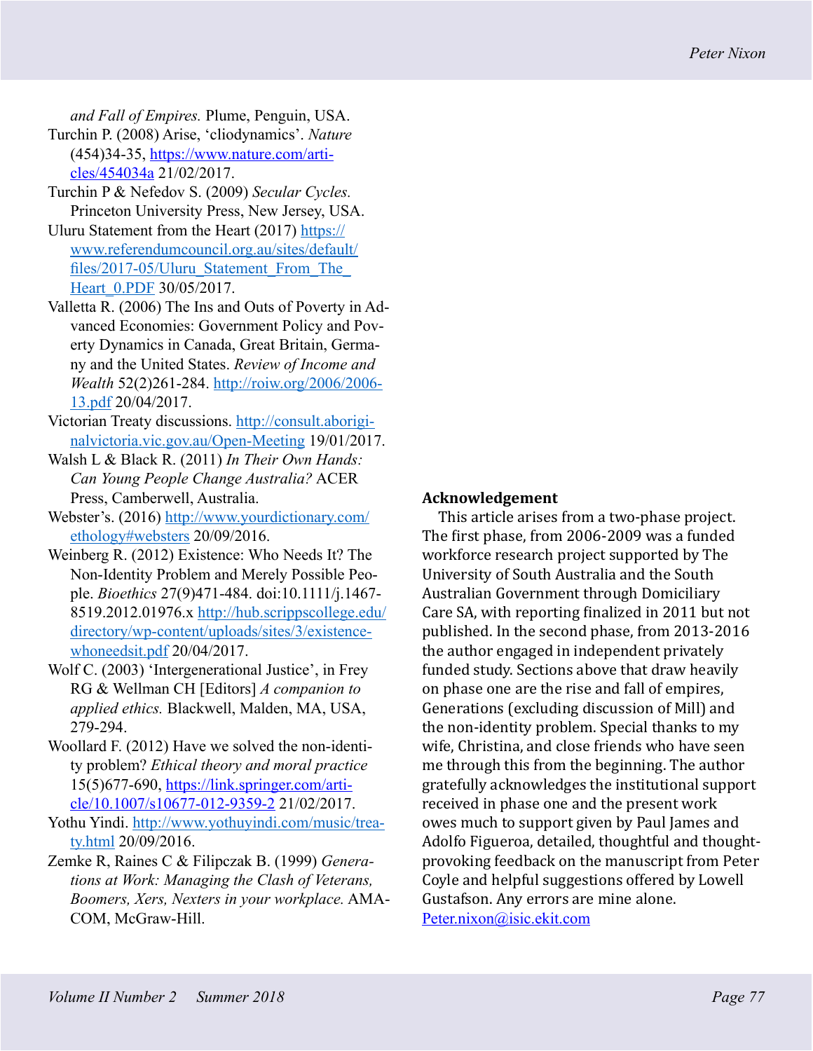*and Fall of Empires.* Plume, Penguin, USA.

Turchin P. (2008) Arise, 'cliodynamics'. *Nature* (454)34-35, https://www.nature.com/articles/454034a 21/02/2017.

Turchin P & Nefedov S. (2009) *Secular Cycles.* Princeton University Press, New Jersey, USA.

Uluru Statement from the Heart (2017) https://www.referendumcouncil.org.au/sites/default/files/2017-05/Uluru_Statement_From_The_Heart_0.PDF 30/05/2017.

Valletta R. (2006) The Ins and Outs of Poverty in Advanced Economies: Government Policy and Poverty Dynamics in Canada, Great Britain, Germany and the United States. *Review of Income and Wealth* 52(2)261-284. http://roiw.org/2006/2006-13.pdf 20/04/2017.

Victorian Treaty discussions. http://consult.aboriginalvictoria.vic.gov.au/Open-Meeting 19/01/2017.

Walsh L & Black R. (2011) *In Their Own Hands: Can Young People Change Australia?* ACER Press, Camberwell, Australia.

Webster's. (2016) http://www.yourdictionary.com/ethology#websters 20/09/2016.

Weinberg R. (2012) Existence: Who Needs It? The Non-Identity Problem and Merely Possible People. *Bioethics* 27(9)471-484. doi:10.1111/j.1467-8519.2012.01976.x http://hub.scrippscollege.edu/directory/wp-content/uploads/sites/3/existence-whoneedsit.pdf 20/04/2017.

Wolf C. (2003) 'Intergenerational Justice', in Frey RG & Wellman CH [Editors] *A companion to applied ethics.* Blackwell, Malden, MA, USA, 279-294.

Woollard F. (2012) Have we solved the non-identity problem? *Ethical theory and moral practice* 15(5)677-690, https://link.springer.com/article/10.1007/s10677-012-9359-2 21/02/2017.

Yothu Yindi. http://www.yothuyindi.com/music/treaty.html 20/09/2016.

Zemke R, Raines C & Filipczak B. (1999) *Generations at Work: Managing the Clash of Veterans, Boomers, Xers, Nexters in your workplace.* AMACOM, McGraw-Hill.

**Acknowledgement**

This article arises from a two-phase project. The first phase, from 2006-2009 was a funded workforce research project supported by The University of South Australia and the South Australian Government through Domiciliary Care SA, with reporting finalized in 2011 but not published. In the second phase, from 2013-2016 the author engaged in independent privately funded study. Sections above that draw heavily on phase one are the rise and fall of empires, Generations (excluding discussion of Mill) and the non-identity problem. Special thanks to my wife, Christina, and close friends who have seen me through this from the beginning. The author gratefully acknowledges the institutional support received in phase one and the present work owes much to support given by Paul James and Adolfo Figueroa, detailed, thoughtful and thought-provoking feedback on the manuscript from Peter Coyle and helpful suggestions offered by Lowell Gustafson. Any errors are mine alone.
Peter.nixon@isic.ekit.com